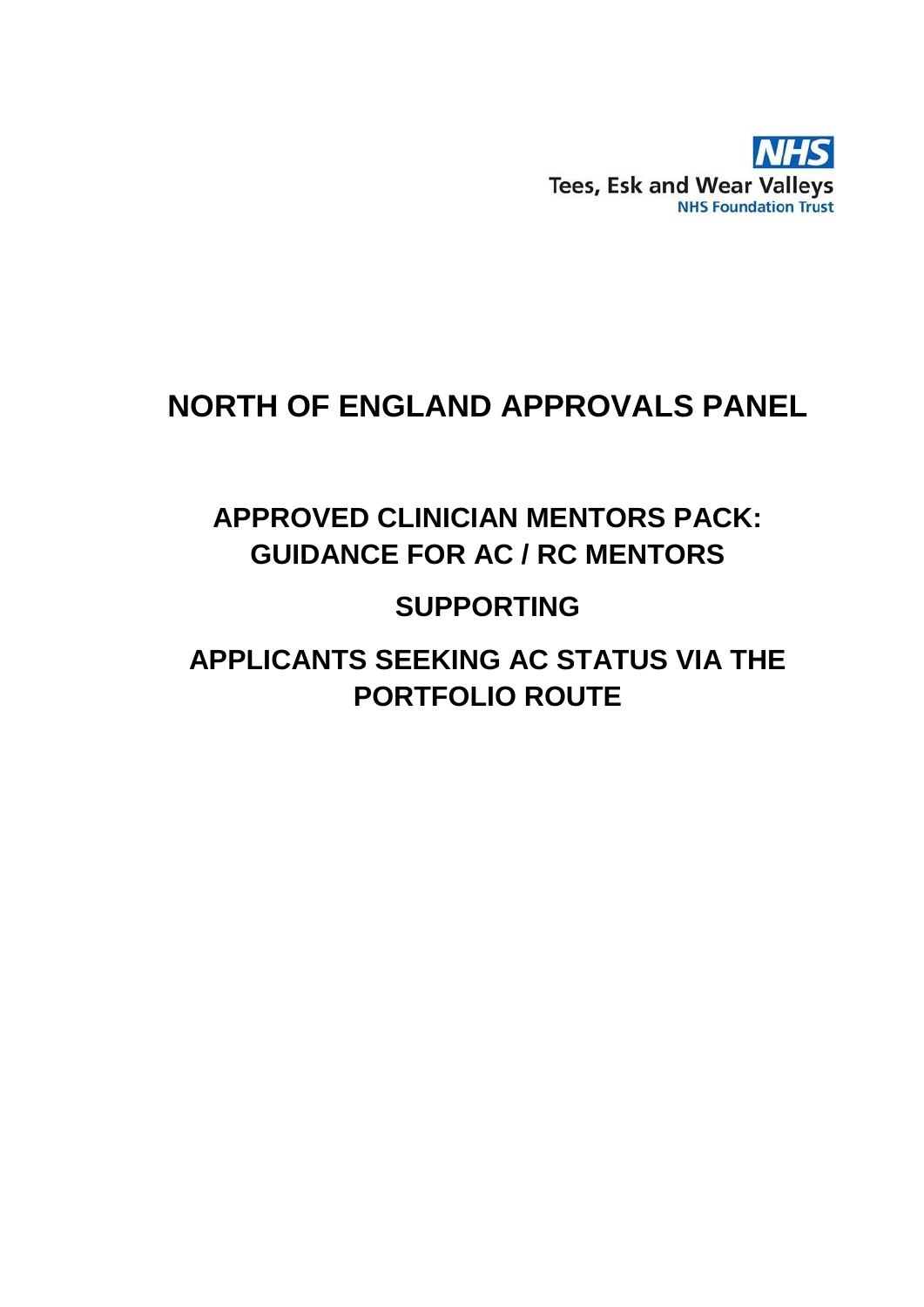NHS

Tees, Esk and Wear Valleys
NHS Foundation Trust

# NORTH OF ENGLAND APPROVALS PANEL

## APPROVED CLINICIAN MENTORS PACK: GUIDANCE FOR AC / RC MENTORS

## SUPPORTING

## APPLICANTS SEEKING AC STATUS VIA THE PORTFOLIO ROUTE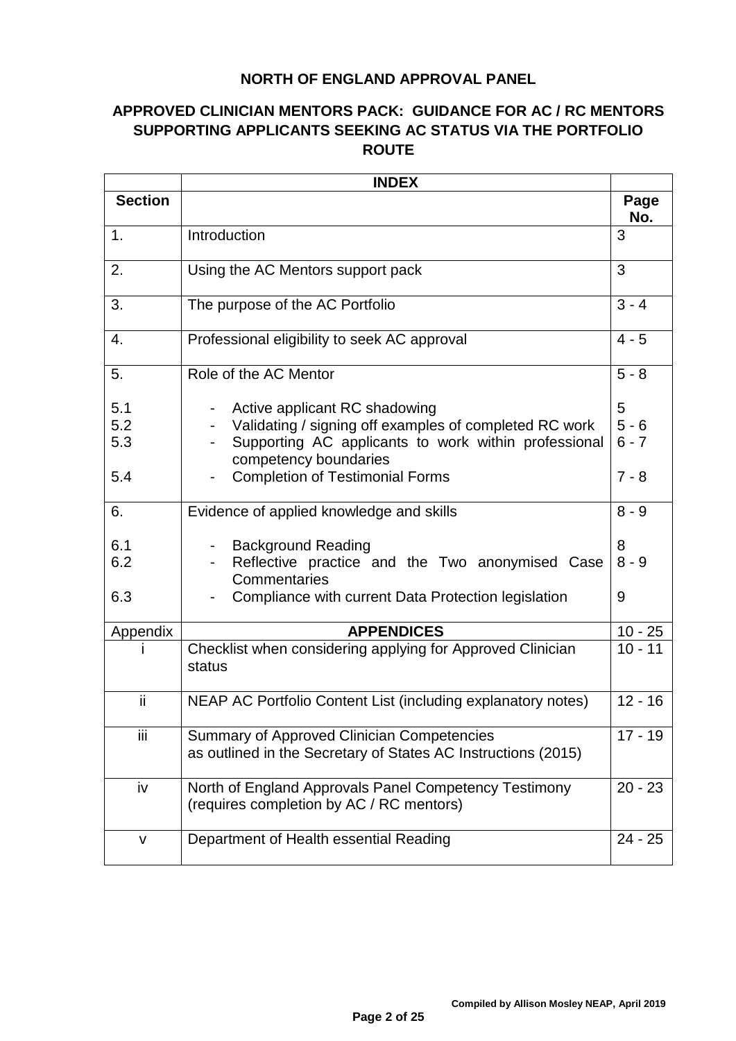**NORTH OF ENGLAND APPROVAL PANEL**

**APPROVED CLINICIAN MENTORS PACK: GUIDANCE FOR AC / RC MENTORS SUPPORTING APPLICANTS SEEKING AC STATUS VIA THE PORTFOLIO ROUTE**

| | **INDEX** | |
|---|---|---|
| **Section** | | **Page No.** |
| 1. | Introduction | 3 |
| 2. | Using the AC Mentors support pack | 3 |
| 3. | The purpose of the AC Portfolio | 3 - 4 |
| 4. | Professional eligibility to seek AC approval | 4 - 5 |
| 5. | Role of the AC Mentor | 5 - 8 |
| 5.1 | - Active applicant RC shadowing | 5 |
| 5.2 | - Validating / signing off examples of completed RC work | 5 - 6 |
| 5.3 | - Supporting AC applicants to work within professional competency boundaries | 6 - 7 |
| 5.4 | - Completion of Testimonial Forms | 7 - 8 |
| 6. | Evidence of applied knowledge and skills | 8 - 9 |
| 6.1 | - Background Reading | 8 |
| 6.2 | - Reflective practice and the Two anonymised Case Commentaries | 8 - 9 |
| 6.3 | - Compliance with current Data Protection legislation | 9 |
| Appendix | **APPENDICES** | 10 - 25 |
| i | Checklist when considering applying for Approved Clinician status | 10 - 11 |
| ii | NEAP AC Portfolio Content List (including explanatory notes) | 12 - 16 |
| iii | Summary of Approved Clinician Competencies as outlined in the Secretary of States AC Instructions (2015) | 17 - 19 |
| iv | North of England Approvals Panel Competency Testimony (requires completion by AC / RC mentors) | 20 - 23 |
| v | Department of Health essential Reading | 24 - 25 |

**Compiled by Allison Mosley NEAP, April 2019**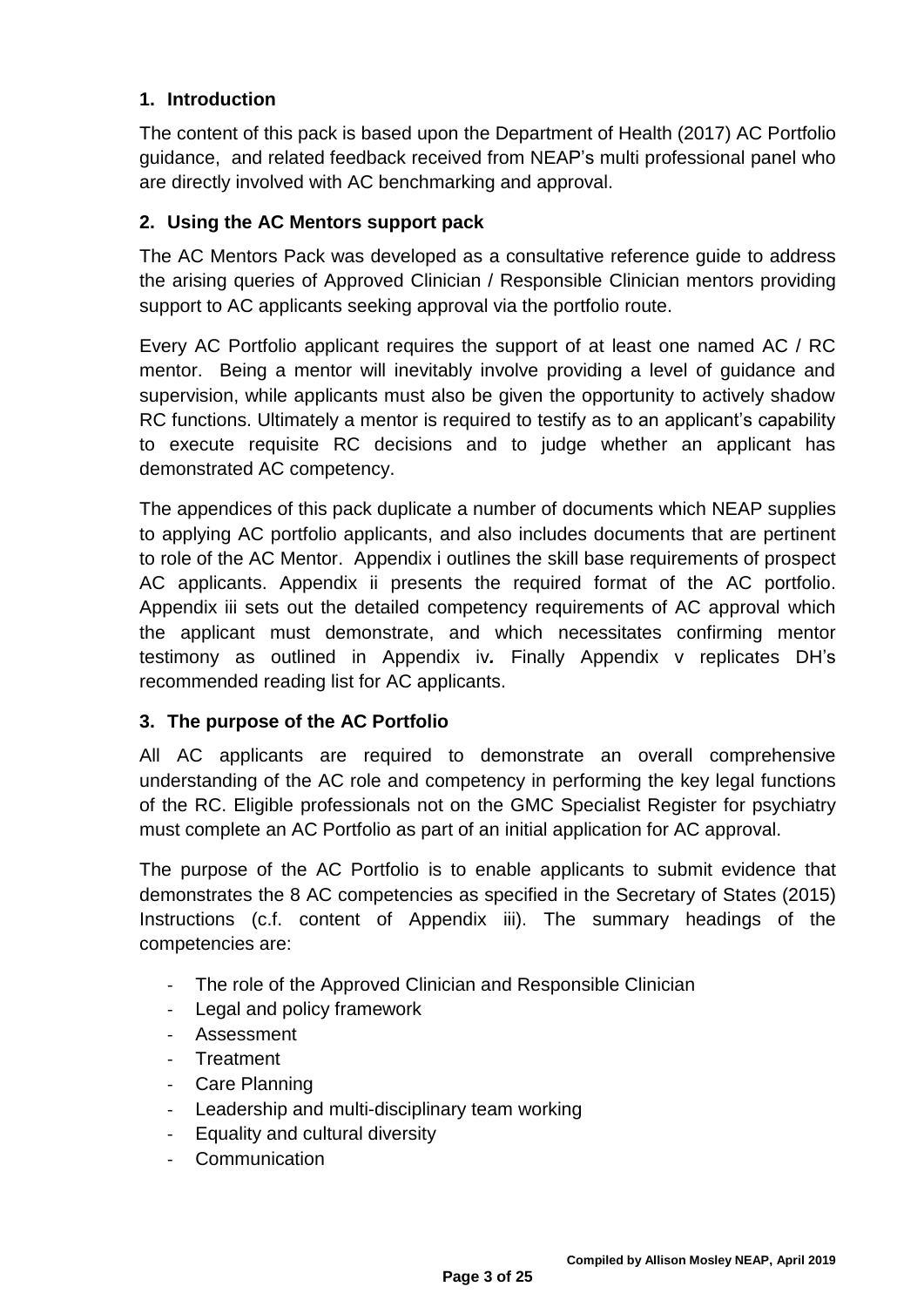## 1. Introduction

The content of this pack is based upon the Department of Health (2017) AC Portfolio guidance, and related feedback received from NEAP's multi professional panel who are directly involved with AC benchmarking and approval.

## 2. Using the AC Mentors support pack

The AC Mentors Pack was developed as a consultative reference guide to address the arising queries of Approved Clinician / Responsible Clinician mentors providing support to AC applicants seeking approval via the portfolio route.

Every AC Portfolio applicant requires the support of at least one named AC / RC mentor. Being a mentor will inevitably involve providing a level of guidance and supervision, while applicants must also be given the opportunity to actively shadow RC functions. Ultimately a mentor is required to testify as to an applicant's capability to execute requisite RC decisions and to judge whether an applicant has demonstrated AC competency.

The appendices of this pack duplicate a number of documents which NEAP supplies to applying AC portfolio applicants, and also includes documents that are pertinent to role of the AC Mentor. Appendix i outlines the skill base requirements of prospect AC applicants. Appendix ii presents the required format of the AC portfolio. Appendix iii sets out the detailed competency requirements of AC approval which the applicant must demonstrate, and which necessitates confirming mentor testimony as outlined in Appendix iv***.*** Finally Appendix v replicates DH's recommended reading list for AC applicants.

## 3. The purpose of the AC Portfolio

All AC applicants are required to demonstrate an overall comprehensive understanding of the AC role and competency in performing the key legal functions of the RC. Eligible professionals not on the GMC Specialist Register for psychiatry must complete an AC Portfolio as part of an initial application for AC approval.

The purpose of the AC Portfolio is to enable applicants to submit evidence that demonstrates the 8 AC competencies as specified in the Secretary of States (2015) Instructions (c.f. content of Appendix iii). The summary headings of the competencies are:

- The role of the Approved Clinician and Responsible Clinician
- Legal and policy framework
- Assessment
- Treatment
- Care Planning
- Leadership and multi-disciplinary team working
- Equality and cultural diversity
- Communication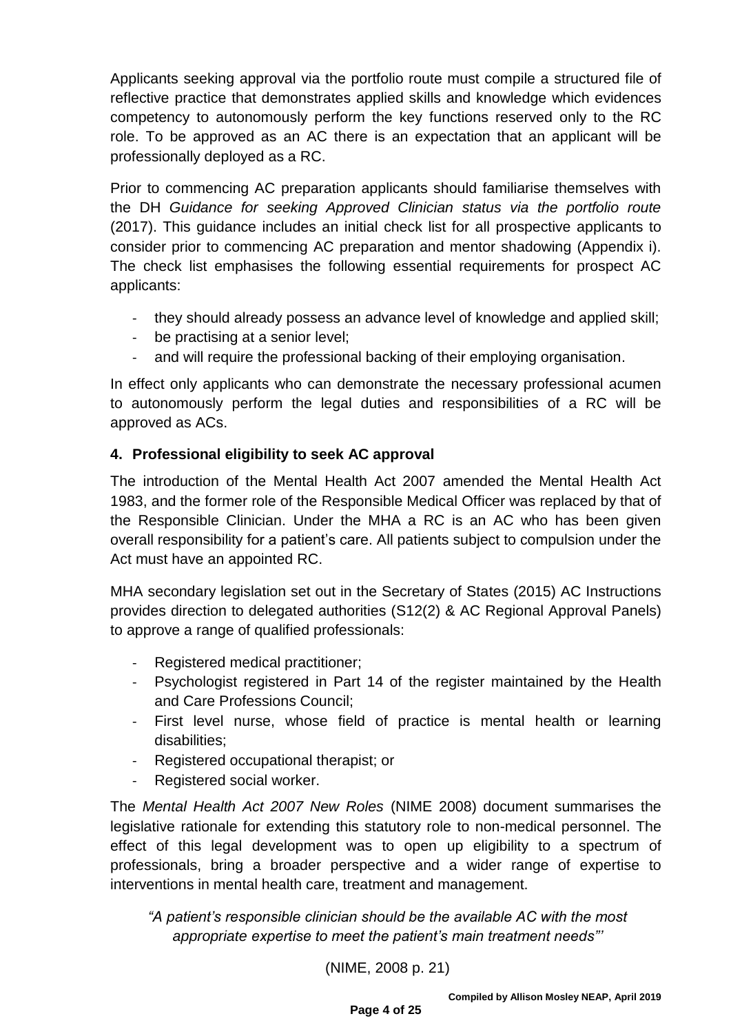Applicants seeking approval via the portfolio route must compile a structured file of reflective practice that demonstrates applied skills and knowledge which evidences competency to autonomously perform the key functions reserved only to the RC role. To be approved as an AC there is an expectation that an applicant will be professionally deployed as a RC.

Prior to commencing AC preparation applicants should familiarise themselves with the DH *Guidance for seeking Approved Clinician status via the portfolio route* (2017). This guidance includes an initial check list for all prospective applicants to consider prior to commencing AC preparation and mentor shadowing (Appendix i). The check list emphasises the following essential requirements for prospect AC applicants:

- they should already possess an advance level of knowledge and applied skill;
- be practising at a senior level;
- and will require the professional backing of their employing organisation.

In effect only applicants who can demonstrate the necessary professional acumen to autonomously perform the legal duties and responsibilities of a RC will be approved as ACs.

## 4. Professional eligibility to seek AC approval

The introduction of the Mental Health Act 2007 amended the Mental Health Act 1983, and the former role of the Responsible Medical Officer was replaced by that of the Responsible Clinician. Under the MHA a RC is an AC who has been given overall responsibility for a patient's care. All patients subject to compulsion under the Act must have an appointed RC.

MHA secondary legislation set out in the Secretary of States (2015) AC Instructions provides direction to delegated authorities (S12(2) & AC Regional Approval Panels) to approve a range of qualified professionals:

- Registered medical practitioner;
- Psychologist registered in Part 14 of the register maintained by the Health and Care Professions Council;
- First level nurse, whose field of practice is mental health or learning disabilities;
- Registered occupational therapist; or
- Registered social worker.

The *Mental Health Act 2007 New Roles* (NIME 2008) document summarises the legislative rationale for extending this statutory role to non-medical personnel. The effect of this legal development was to open up eligibility to a spectrum of professionals, bring a broader perspective and a wider range of expertise to interventions in mental health care, treatment and management.

*"A patient's responsible clinician should be the available AC with the most appropriate expertise to meet the patient's main treatment needs"'*

(NIME, 2008 p. 21)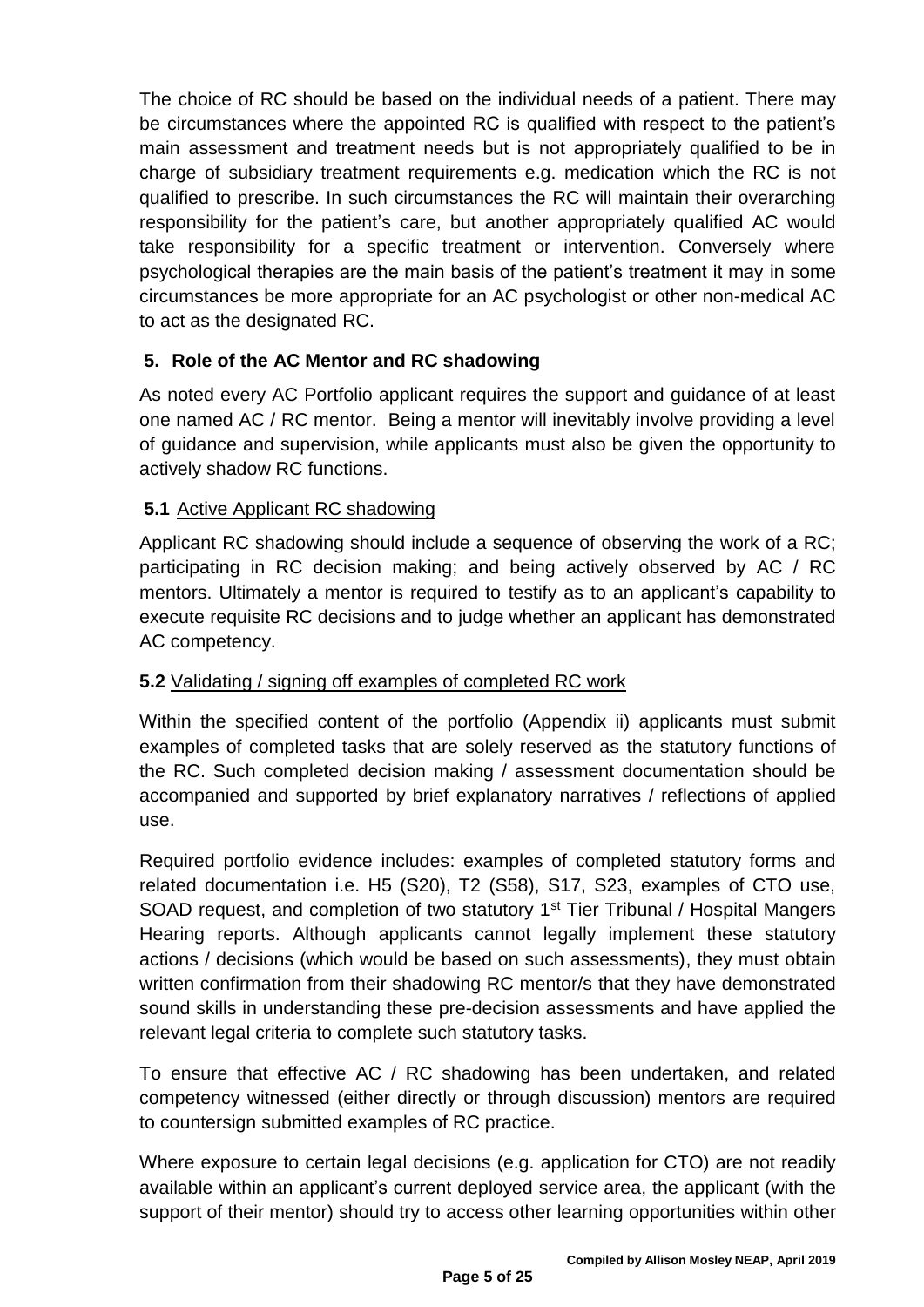The choice of RC should be based on the individual needs of a patient. There may be circumstances where the appointed RC is qualified with respect to the patient's main assessment and treatment needs but is not appropriately qualified to be in charge of subsidiary treatment requirements e.g. medication which the RC is not qualified to prescribe. In such circumstances the RC will maintain their overarching responsibility for the patient's care, but another appropriately qualified AC would take responsibility for a specific treatment or intervention. Conversely where psychological therapies are the main basis of the patient's treatment it may in some circumstances be more appropriate for an AC psychologist or other non-medical AC to act as the designated RC.

## 5. Role of the AC Mentor and RC shadowing

As noted every AC Portfolio applicant requires the support and guidance of at least one named AC / RC mentor. Being a mentor will inevitably involve providing a level of guidance and supervision, while applicants must also be given the opportunity to actively shadow RC functions.

### 5.1 Active Applicant RC shadowing

Applicant RC shadowing should include a sequence of observing the work of a RC; participating in RC decision making; and being actively observed by AC / RC mentors. Ultimately a mentor is required to testify as to an applicant's capability to execute requisite RC decisions and to judge whether an applicant has demonstrated AC competency.

### 5.2 Validating / signing off examples of completed RC work

Within the specified content of the portfolio (Appendix ii) applicants must submit examples of completed tasks that are solely reserved as the statutory functions of the RC. Such completed decision making / assessment documentation should be accompanied and supported by brief explanatory narratives / reflections of applied use.

Required portfolio evidence includes: examples of completed statutory forms and related documentation i.e. H5 (S20), T2 (S58), S17, S23, examples of CTO use, SOAD request, and completion of two statutory 1st Tier Tribunal / Hospital Mangers Hearing reports. Although applicants cannot legally implement these statutory actions / decisions (which would be based on such assessments), they must obtain written confirmation from their shadowing RC mentor/s that they have demonstrated sound skills in understanding these pre-decision assessments and have applied the relevant legal criteria to complete such statutory tasks.

To ensure that effective AC / RC shadowing has been undertaken, and related competency witnessed (either directly or through discussion) mentors are required to countersign submitted examples of RC practice.

Where exposure to certain legal decisions (e.g. application for CTO) are not readily available within an applicant's current deployed service area, the applicant (with the support of their mentor) should try to access other learning opportunities within other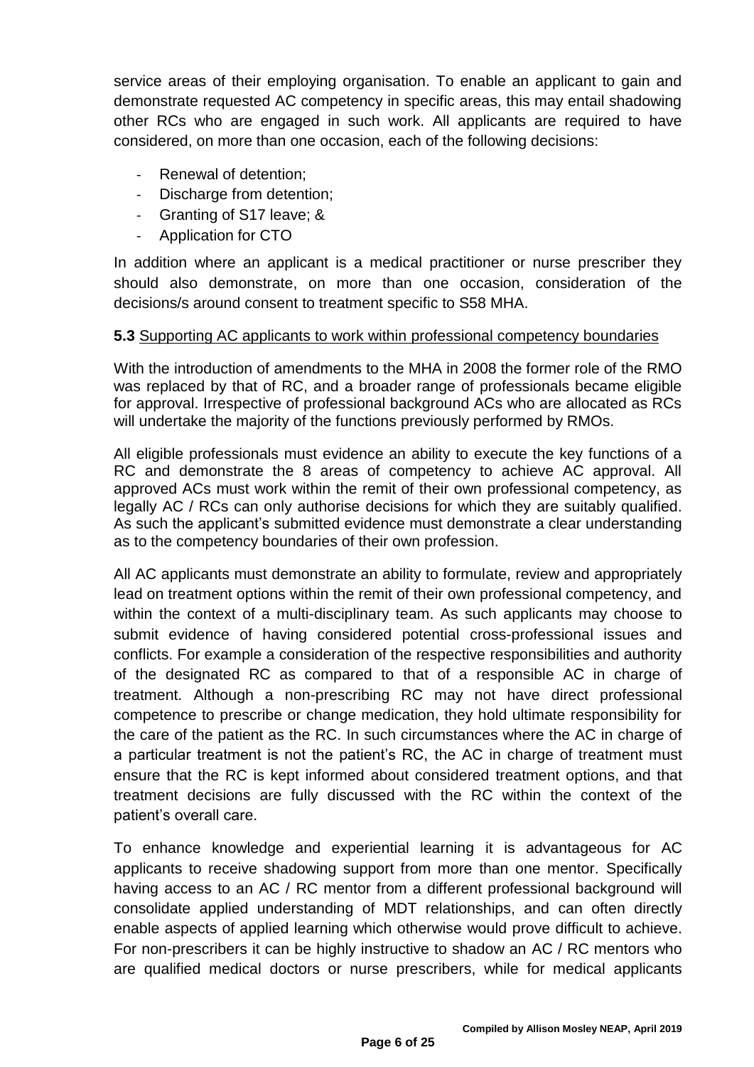service areas of their employing organisation. To enable an applicant to gain and demonstrate requested AC competency in specific areas, this may entail shadowing other RCs who are engaged in such work. All applicants are required to have considered, on more than one occasion, each of the following decisions:

- Renewal of detention;
- Discharge from detention;
- Granting of S17 leave; &
- Application for CTO

In addition where an applicant is a medical practitioner or nurse prescriber they should also demonstrate, on more than one occasion, consideration of the decisions/s around consent to treatment specific to S58 MHA.

**5.3** Supporting AC applicants to work within professional competency boundaries

With the introduction of amendments to the MHA in 2008 the former role of the RMO was replaced by that of RC, and a broader range of professionals became eligible for approval. Irrespective of professional background ACs who are allocated as RCs will undertake the majority of the functions previously performed by RMOs.

All eligible professionals must evidence an ability to execute the key functions of a RC and demonstrate the 8 areas of competency to achieve AC approval. All approved ACs must work within the remit of their own professional competency, as legally AC / RCs can only authorise decisions for which they are suitably qualified. As such the applicant's submitted evidence must demonstrate a clear understanding as to the competency boundaries of their own profession.

All AC applicants must demonstrate an ability to formulate, review and appropriately lead on treatment options within the remit of their own professional competency, and within the context of a multi-disciplinary team. As such applicants may choose to submit evidence of having considered potential cross-professional issues and conflicts. For example a consideration of the respective responsibilities and authority of the designated RC as compared to that of a responsible AC in charge of treatment. Although a non-prescribing RC may not have direct professional competence to prescribe or change medication, they hold ultimate responsibility for the care of the patient as the RC. In such circumstances where the AC in charge of a particular treatment is not the patient's RC, the AC in charge of treatment must ensure that the RC is kept informed about considered treatment options, and that treatment decisions are fully discussed with the RC within the context of the patient's overall care.

To enhance knowledge and experiential learning it is advantageous for AC applicants to receive shadowing support from more than one mentor. Specifically having access to an AC / RC mentor from a different professional background will consolidate applied understanding of MDT relationships, and can often directly enable aspects of applied learning which otherwise would prove difficult to achieve. For non-prescribers it can be highly instructive to shadow an AC / RC mentors who are qualified medical doctors or nurse prescribers, while for medical applicants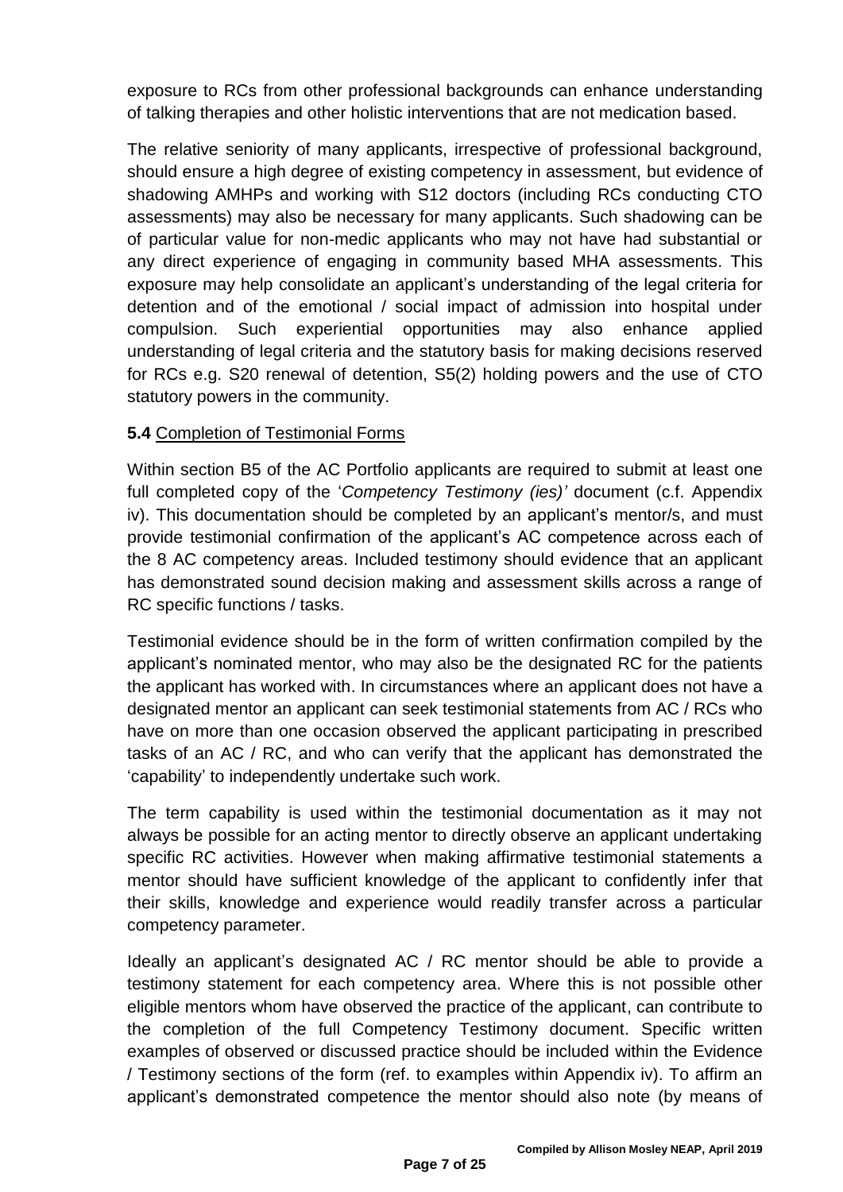exposure to RCs from other professional backgrounds can enhance understanding of talking therapies and other holistic interventions that are not medication based.

The relative seniority of many applicants, irrespective of professional background, should ensure a high degree of existing competency in assessment, but evidence of shadowing AMHPs and working with S12 doctors (including RCs conducting CTO assessments) may also be necessary for many applicants. Such shadowing can be of particular value for non-medic applicants who may not have had substantial or any direct experience of engaging in community based MHA assessments. This exposure may help consolidate an applicant's understanding of the legal criteria for detention and of the emotional / social impact of admission into hospital under compulsion. Such experiential opportunities may also enhance applied understanding of legal criteria and the statutory basis for making decisions reserved for RCs e.g. S20 renewal of detention, S5(2) holding powers and the use of CTO statutory powers in the community.

**5.4** Completion of Testimonial Forms

Within section B5 of the AC Portfolio applicants are required to submit at least one full completed copy of the '*Competency Testimony (ies)'* document (c.f. Appendix iv). This documentation should be completed by an applicant's mentor/s, and must provide testimonial confirmation of the applicant's AC competence across each of the 8 AC competency areas. Included testimony should evidence that an applicant has demonstrated sound decision making and assessment skills across a range of RC specific functions / tasks.

Testimonial evidence should be in the form of written confirmation compiled by the applicant's nominated mentor, who may also be the designated RC for the patients the applicant has worked with. In circumstances where an applicant does not have a designated mentor an applicant can seek testimonial statements from AC / RCs who have on more than one occasion observed the applicant participating in prescribed tasks of an AC / RC, and who can verify that the applicant has demonstrated the 'capability' to independently undertake such work.

The term capability is used within the testimonial documentation as it may not always be possible for an acting mentor to directly observe an applicant undertaking specific RC activities. However when making affirmative testimonial statements a mentor should have sufficient knowledge of the applicant to confidently infer that their skills, knowledge and experience would readily transfer across a particular competency parameter.

Ideally an applicant's designated AC / RC mentor should be able to provide a testimony statement for each competency area. Where this is not possible other eligible mentors whom have observed the practice of the applicant, can contribute to the completion of the full Competency Testimony document. Specific written examples of observed or discussed practice should be included within the Evidence / Testimony sections of the form (ref. to examples within Appendix iv). To affirm an applicant's demonstrated competence the mentor should also note (by means of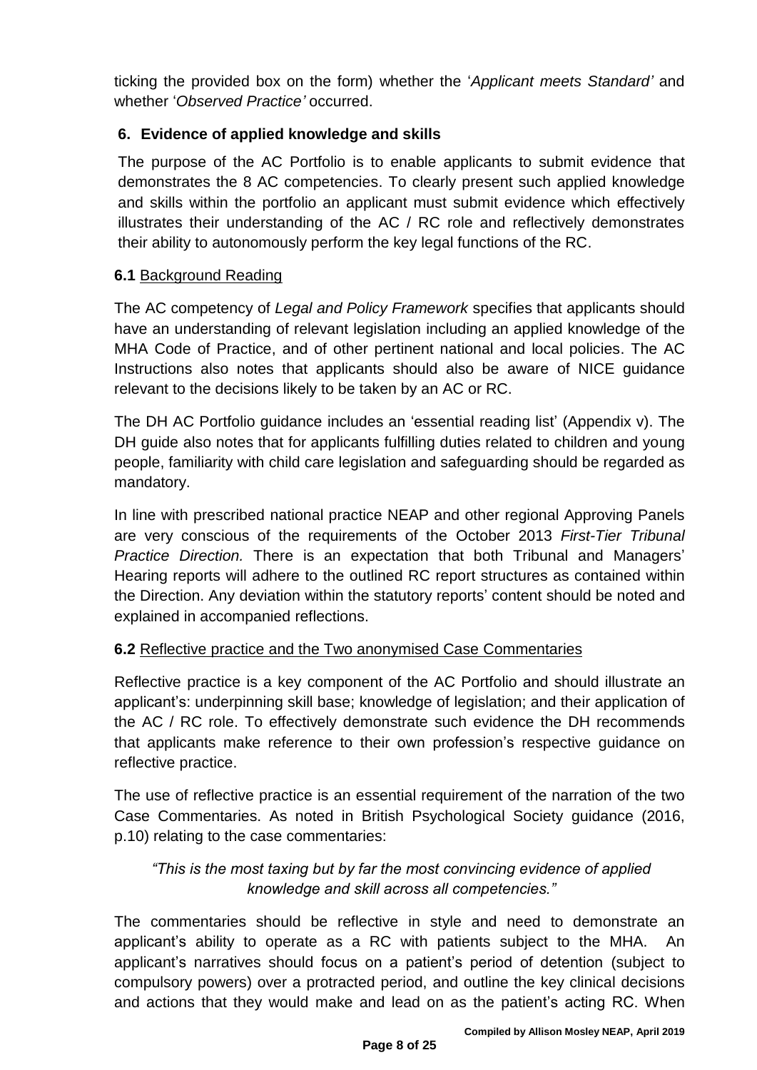ticking the provided box on the form) whether the '*Applicant meets Standard'* and whether '*Observed Practice'* occurred.

## 6. Evidence of applied knowledge and skills

The purpose of the AC Portfolio is to enable applicants to submit evidence that demonstrates the 8 AC competencies. To clearly present such applied knowledge and skills within the portfolio an applicant must submit evidence which effectively illustrates their understanding of the AC / RC role and reflectively demonstrates their ability to autonomously perform the key legal functions of the RC.

### **6.1** Background Reading

The AC competency of *Legal and Policy Framework* specifies that applicants should have an understanding of relevant legislation including an applied knowledge of the MHA Code of Practice, and of other pertinent national and local policies. The AC Instructions also notes that applicants should also be aware of NICE guidance relevant to the decisions likely to be taken by an AC or RC.

The DH AC Portfolio guidance includes an 'essential reading list' (Appendix v). The DH guide also notes that for applicants fulfilling duties related to children and young people, familiarity with child care legislation and safeguarding should be regarded as mandatory.

In line with prescribed national practice NEAP and other regional Approving Panels are very conscious of the requirements of the October 2013 *First-Tier Tribunal Practice Direction.* There is an expectation that both Tribunal and Managers' Hearing reports will adhere to the outlined RC report structures as contained within the Direction. Any deviation within the statutory reports' content should be noted and explained in accompanied reflections.

### **6.2** Reflective practice and the Two anonymised Case Commentaries

Reflective practice is a key component of the AC Portfolio and should illustrate an applicant's: underpinning skill base; knowledge of legislation; and their application of the AC / RC role. To effectively demonstrate such evidence the DH recommends that applicants make reference to their own profession's respective guidance on reflective practice.

The use of reflective practice is an essential requirement of the narration of the two Case Commentaries. As noted in British Psychological Society guidance (2016, p.10) relating to the case commentaries:

*"This is the most taxing but by far the most convincing evidence of applied knowledge and skill across all competencies."*

The commentaries should be reflective in style and need to demonstrate an applicant's ability to operate as a RC with patients subject to the MHA. An applicant's narratives should focus on a patient's period of detention (subject to compulsory powers) over a protracted period, and outline the key clinical decisions and actions that they would make and lead on as the patient's acting RC. When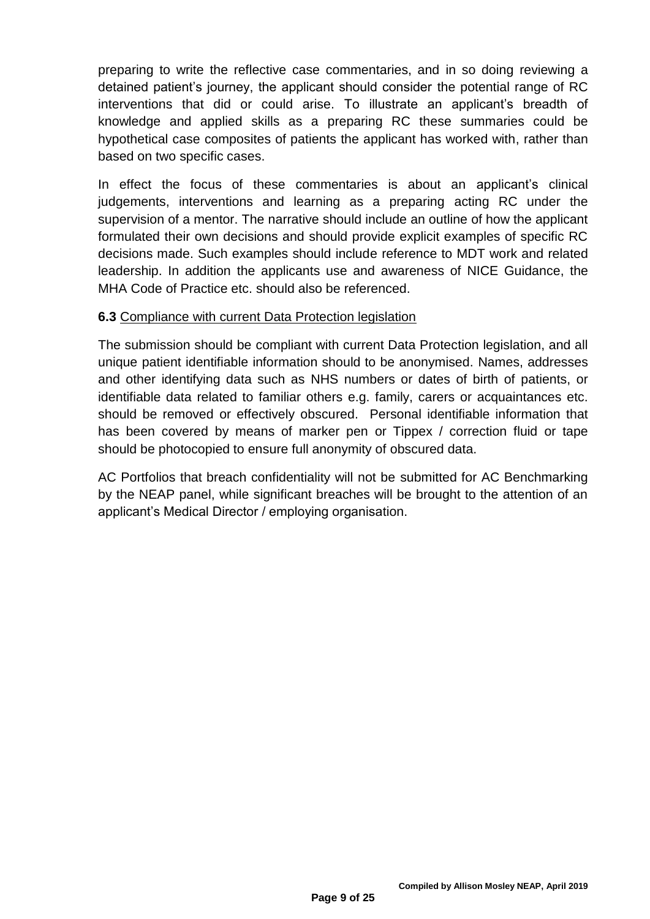preparing to write the reflective case commentaries, and in so doing reviewing a detained patient's journey, the applicant should consider the potential range of RC interventions that did or could arise. To illustrate an applicant's breadth of knowledge and applied skills as a preparing RC these summaries could be hypothetical case composites of patients the applicant has worked with, rather than based on two specific cases.

In effect the focus of these commentaries is about an applicant's clinical judgements, interventions and learning as a preparing acting RC under the supervision of a mentor. The narrative should include an outline of how the applicant formulated their own decisions and should provide explicit examples of specific RC decisions made. Such examples should include reference to MDT work and related leadership. In addition the applicants use and awareness of NICE Guidance, the MHA Code of Practice etc. should also be referenced.

**6.3** Compliance with current Data Protection legislation

The submission should be compliant with current Data Protection legislation, and all unique patient identifiable information should to be anonymised. Names, addresses and other identifying data such as NHS numbers or dates of birth of patients, or identifiable data related to familiar others e.g. family, carers or acquaintances etc. should be removed or effectively obscured. Personal identifiable information that has been covered by means of marker pen or Tippex / correction fluid or tape should be photocopied to ensure full anonymity of obscured data.

AC Portfolios that breach confidentiality will not be submitted for AC Benchmarking by the NEAP panel, while significant breaches will be brought to the attention of an applicant's Medical Director / employing organisation.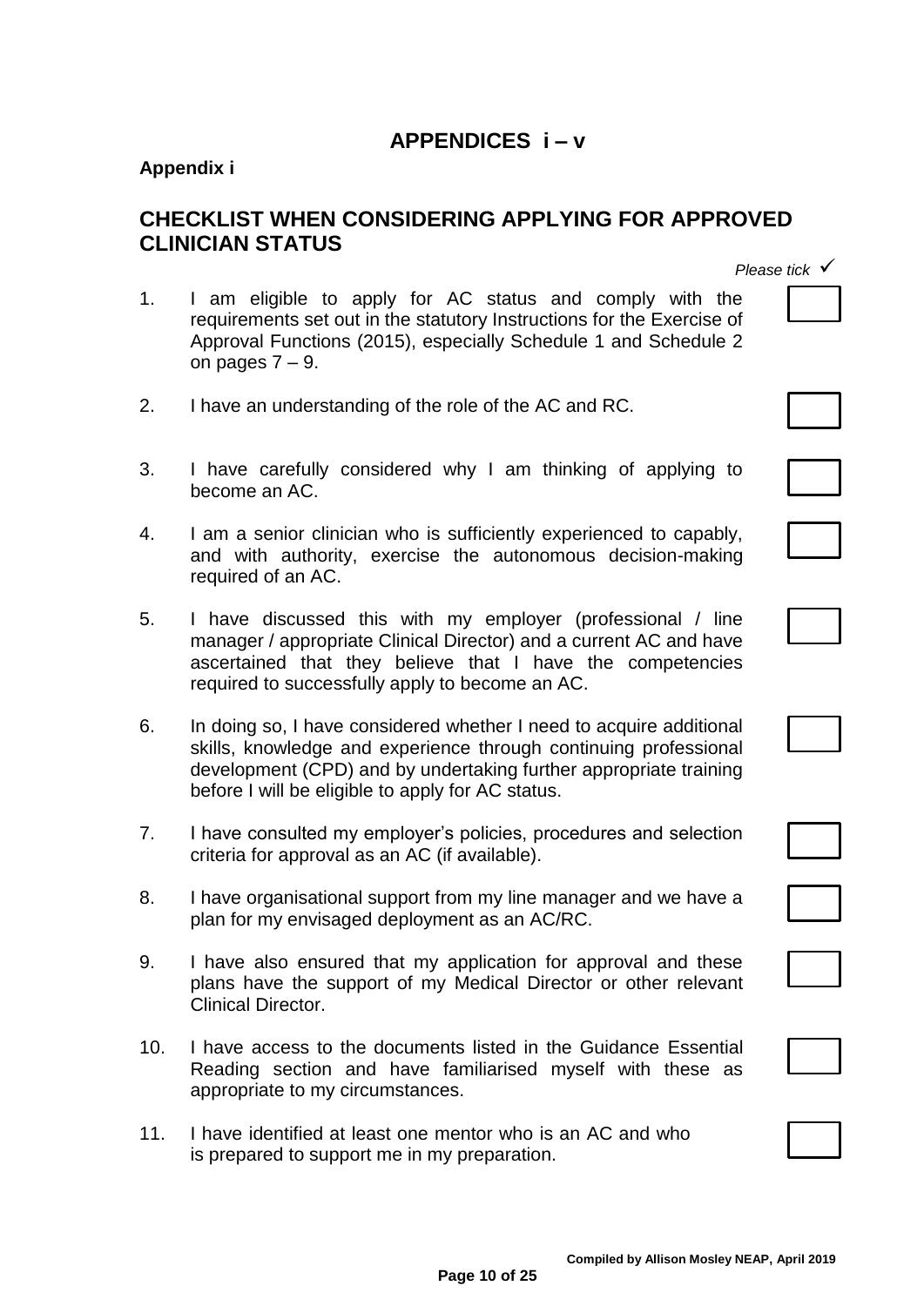# APPENDICES i – v

**Appendix i**

## CHECKLIST WHEN CONSIDERING APPLYING FOR APPROVED CLINICIAN STATUS

*Please tick* ✓

| | | |
|---|---|---|
| 1. | I am eligible to apply for AC status and comply with the requirements set out in the statutory Instructions for the Exercise of Approval Functions (2015), especially Schedule 1 and Schedule 2 on pages 7 – 9. | ☐ |
| 2. | I have an understanding of the role of the AC and RC. | ☐ |
| 3. | I have carefully considered why I am thinking of applying to become an AC. | ☐ |
| 4. | I am a senior clinician who is sufficiently experienced to capably, and with authority, exercise the autonomous decision-making required of an AC. | ☐ |
| 5. | I have discussed this with my employer (professional / line manager / appropriate Clinical Director) and a current AC and have ascertained that they believe that I have the competencies required to successfully apply to become an AC. | ☐ |
| 6. | In doing so, I have considered whether I need to acquire additional skills, knowledge and experience through continuing professional development (CPD) and by undertaking further appropriate training before I will be eligible to apply for AC status. | ☐ |
| 7. | I have consulted my employer's policies, procedures and selection criteria for approval as an AC (if available). | ☐ |
| 8. | I have organisational support from my line manager and we have a plan for my envisaged deployment as an AC/RC. | ☐ |
| 9. | I have also ensured that my application for approval and these plans have the support of my Medical Director or other relevant Clinical Director. | ☐ |
| 10. | I have access to the documents listed in the Guidance Essential Reading section and have familiarised myself with these as appropriate to my circumstances. | ☐ |
| 11. | I have identified at least one mentor who is an AC and who is prepared to support me in my preparation. | ☐ |

**Compiled by Allison Mosley NEAP, April 2019**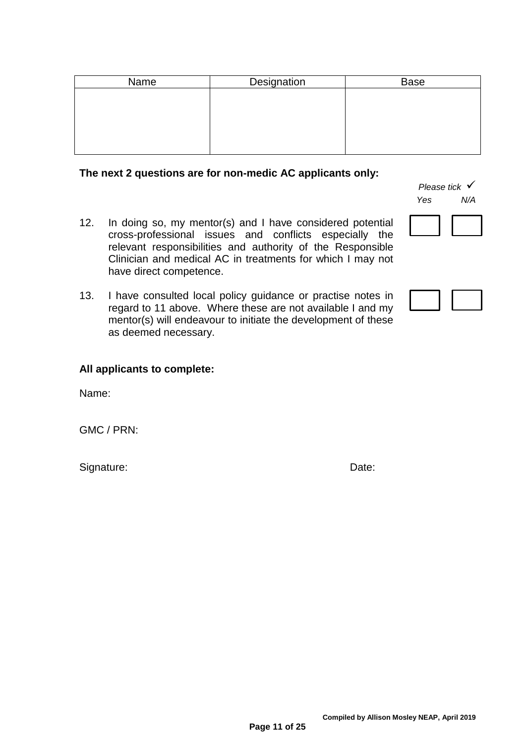| Name | Designation | Base |
| --- | --- | --- |
| | | |

**The next 2 questions are for non-medic AC applicants only:**

*Please tick ✓*

*Yes N/A*

12. In doing so, my mentor(s) and I have considered potential cross-professional issues and conflicts especially the relevant responsibilities and authority of the Responsible Clinician and medical AC in treatments for which I may not have direct competence. ☐ ☐

13. I have consulted local policy guidance or practise notes in regard to 11 above. Where these are not available I and my mentor(s) will endeavour to initiate the development of these as deemed necessary. ☐ ☐

**All applicants to complete:**

Name:

GMC / PRN:

Signature: Date:

**Compiled by Allison Mosley NEAP, April 2019**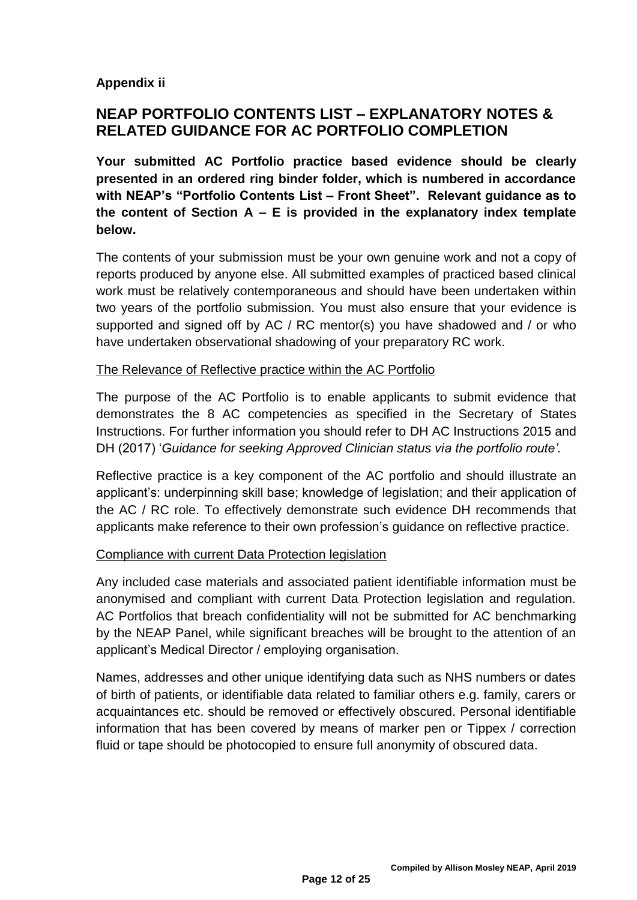**Appendix ii**

## NEAP PORTFOLIO CONTENTS LIST – EXPLANATORY NOTES & RELATED GUIDANCE FOR AC PORTFOLIO COMPLETION

**Your submitted AC Portfolio practice based evidence should be clearly presented in an ordered ring binder folder, which is numbered in accordance with NEAP's "Portfolio Contents List – Front Sheet". Relevant guidance as to the content of Section A – E is provided in the explanatory index template below.**

The contents of your submission must be your own genuine work and not a copy of reports produced by anyone else. All submitted examples of practiced based clinical work must be relatively contemporaneous and should have been undertaken within two years of the portfolio submission. You must also ensure that your evidence is supported and signed off by AC / RC mentor(s) you have shadowed and / or who have undertaken observational shadowing of your preparatory RC work.

<u>The Relevance of Reflective practice within the AC Portfolio</u>

The purpose of the AC Portfolio is to enable applicants to submit evidence that demonstrates the 8 AC competencies as specified in the Secretary of States Instructions. For further information you should refer to DH AC Instructions 2015 and DH (2017) '*Guidance for seeking Approved Clinician status via the portfolio route'*.

Reflective practice is a key component of the AC portfolio and should illustrate an applicant's: underpinning skill base; knowledge of legislation; and their application of the AC / RC role. To effectively demonstrate such evidence DH recommends that applicants make reference to their own profession's guidance on reflective practice.

<u>Compliance with current Data Protection legislation</u>

Any included case materials and associated patient identifiable information must be anonymised and compliant with current Data Protection legislation and regulation. AC Portfolios that breach confidentiality will not be submitted for AC benchmarking by the NEAP Panel, while significant breaches will be brought to the attention of an applicant's Medical Director / employing organisation.

Names, addresses and other unique identifying data such as NHS numbers or dates of birth of patients, or identifiable data related to familiar others e.g. family, carers or acquaintances etc. should be removed or effectively obscured. Personal identifiable information that has been covered by means of marker pen or Tippex / correction fluid or tape should be photocopied to ensure full anonymity of obscured data.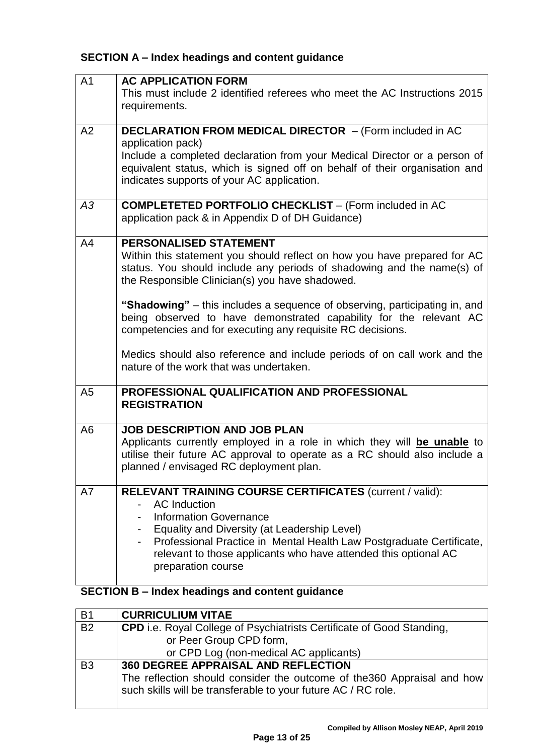## SECTION A – Index headings and content guidance

| | |
|---|---|
| A1 | **AC APPLICATION FORM**<br>This must include 2 identified referees who meet the AC Instructions 2015 requirements. |
| A2 | **DECLARATION FROM MEDICAL DIRECTOR** – (Form included in AC application pack)<br>Include a completed declaration from your Medical Director or a person of equivalent status, which is signed off on behalf of their organisation and indicates supports of your AC application. |
| *A3* | **COMPLETETED PORTFOLIO CHECKLIST** – (Form included in AC application pack & in Appendix D of DH Guidance) |
| A4 | **PERSONALISED STATEMENT**<br>Within this statement you should reflect on how you have prepared for AC status. You should include any periods of shadowing and the name(s) of the Responsible Clinician(s) you have shadowed.<br><br>**"Shadowing"** – this includes a sequence of observing, participating in, and being observed to have demonstrated capability for the relevant AC competencies and for executing any requisite RC decisions.<br><br>Medics should also reference and include periods of on call work and the nature of the work that was undertaken. |
| A5 | **PROFESSIONAL QUALIFICATION AND PROFESSIONAL REGISTRATION** |
| A6 | **JOB DESCRIPTION AND JOB PLAN**<br>Applicants currently employed in a role in which they will **<u>be unable</u>** to utilise their future AC approval to operate as a RC should also include a planned / envisaged RC deployment plan. |
| A7 | **RELEVANT TRAINING COURSE CERTIFICATES** (current / valid):<br>- AC Induction<br>- Information Governance<br>- Equality and Diversity (at Leadership Level)<br>- Professional Practice in Mental Health Law Postgraduate Certificate, relevant to those applicants who have attended this optional AC preparation course |

## SECTION B – Index headings and content guidance

| | |
|---|---|
| B1 | **CURRICULIUM VITAE** |
| B2 | **CPD** i.e. Royal College of Psychiatrists Certificate of Good Standing,<br>or Peer Group CPD form,<br>or CPD Log (non-medical AC applicants) |
| B3 | **360 DEGREE APPRAISAL AND REFLECTION**<br>The reflection should consider the outcome of the360 Appraisal and how such skills will be transferable to your future AC / RC role. |

Compiled by Allison Mosley NEAP, April 2019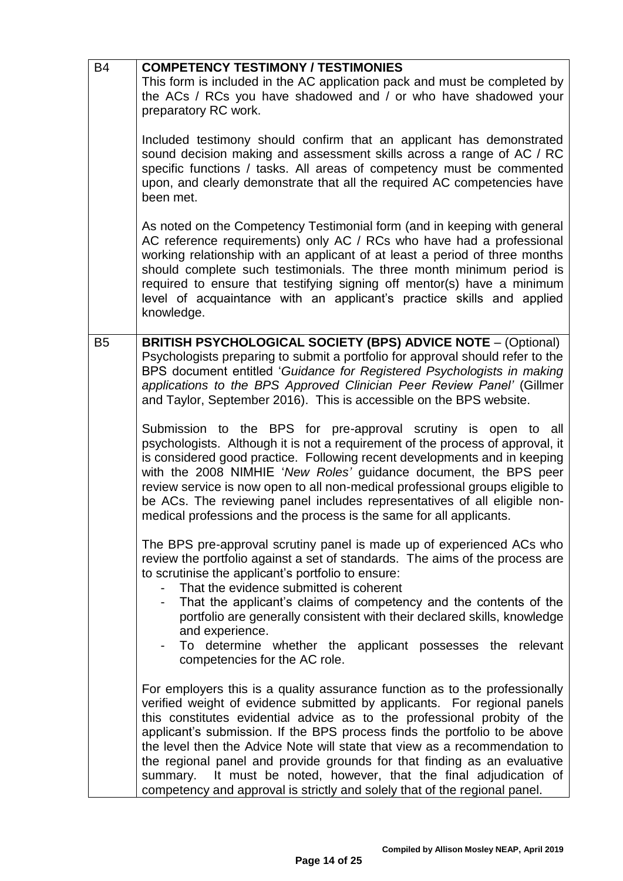| | |
|---|---|
| B4 | **COMPETENCY TESTIMONY / TESTIMONIES**<br>This form is included in the AC application pack and must be completed by the ACs / RCs you have shadowed and / or who have shadowed your preparatory RC work.<br><br>Included testimony should confirm that an applicant has demonstrated sound decision making and assessment skills across a range of AC / RC specific functions / tasks. All areas of competency must be commented upon, and clearly demonstrate that all the required AC competencies have been met.<br><br>As noted on the Competency Testimonial form (and in keeping with general AC reference requirements) only AC / RCs who have had a professional working relationship with an applicant of at least a period of three months should complete such testimonials. The three month minimum period is required to ensure that testifying signing off mentor(s) have a minimum level of acquaintance with an applicant's practice skills and applied knowledge. |
| B5 | **BRITISH PSYCHOLOGICAL SOCIETY (BPS) ADVICE NOTE** – (Optional)<br>Psychologists preparing to submit a portfolio for approval should refer to the BPS document entitled '*Guidance for Registered Psychologists in making applications to the BPS Approved Clinician Peer Review Panel'* (Gillmer and Taylor, September 2016). This is accessible on the BPS website.<br><br>Submission to the BPS for pre-approval scrutiny is open to all psychologists. Although it is not a requirement of the process of approval, it is considered good practice. Following recent developments and in keeping with the 2008 NIMHIE '*New Roles'* guidance document, the BPS peer review service is now open to all non-medical professional groups eligible to be ACs. The reviewing panel includes representatives of all eligible non-medical professions and the process is the same for all applicants.<br><br>The BPS pre-approval scrutiny panel is made up of experienced ACs who review the portfolio against a set of standards. The aims of the process are to scrutinise the applicant's portfolio to ensure:<br>- That the evidence submitted is coherent<br>- That the applicant's claims of competency and the contents of the portfolio are generally consistent with their declared skills, knowledge and experience.<br>- To determine whether the applicant possesses the relevant competencies for the AC role.<br><br>For employers this is a quality assurance function as to the professionally verified weight of evidence submitted by applicants. For regional panels this constitutes evidential advice as to the professional probity of the applicant's submission. If the BPS process finds the portfolio to be above the level then the Advice Note will state that view as a recommendation to the regional panel and provide grounds for that finding as an evaluative summary. It must be noted, however, that the final adjudication of competency and approval is strictly and solely that of the regional panel. |

Compiled by Allison Mosley NEAP, April 2019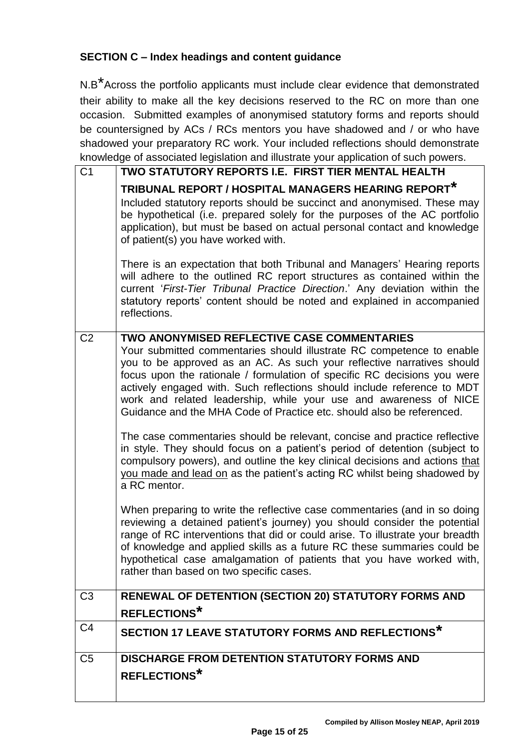**SECTION C – Index headings and content guidance**

N.B*Across the portfolio applicants must include clear evidence that demonstrated their ability to make all the key decisions reserved to the RC on more than one occasion. Submitted examples of anonymised statutory forms and reports should be countersigned by ACs / RCs mentors you have shadowed and / or who have shadowed your preparatory RC work. Your included reflections should demonstrate knowledge of associated legislation and illustrate your application of such powers.

| | |
|---|---|
| C1 | **TWO STATUTORY REPORTS I.E. FIRST TIER MENTAL HEALTH TRIBUNAL REPORT / HOSPITAL MANAGERS HEARING REPORT***<br>Included statutory reports should be succinct and anonymised. These may be hypothetical (i.e. prepared solely for the purposes of the AC portfolio application), but must be based on actual personal contact and knowledge of patient(s) you have worked with.<br><br>There is an expectation that both Tribunal and Managers' Hearing reports will adhere to the outlined RC report structures as contained within the current '*First-Tier Tribunal Practice Direction*.' Any deviation within the statutory reports' content should be noted and explained in accompanied reflections. |
| C2 | **TWO ANONYMISED REFLECTIVE CASE COMMENTARIES**<br>Your submitted commentaries should illustrate RC competence to enable you to be approved as an AC. As such your reflective narratives should focus upon the rationale / formulation of specific RC decisions you were actively engaged with. Such reflections should include reference to MDT work and related leadership, while your use and awareness of NICE Guidance and the MHA Code of Practice etc. should also be referenced.<br><br>The case commentaries should be relevant, concise and practice reflective in style. They should focus on a patient's period of detention (subject to compulsory powers), and outline the key clinical decisions and actions <u>that you made and lead on</u> as the patient's acting RC whilst being shadowed by a RC mentor.<br><br>When preparing to write the reflective case commentaries (and in so doing reviewing a detained patient's journey) you should consider the potential range of RC interventions that did or could arise. To illustrate your breadth of knowledge and applied skills as a future RC these summaries could be hypothetical case amalgamation of patients that you have worked with, rather than based on two specific cases. |
| C3 | **RENEWAL OF DETENTION (SECTION 20) STATUTORY FORMS AND REFLECTIONS*** |
| C4 | **SECTION 17 LEAVE STATUTORY FORMS AND REFLECTIONS*** |
| C5 | **DISCHARGE FROM DETENTION STATUTORY FORMS AND REFLECTIONS*** |

Compiled by Allison Mosley NEAP, April 2019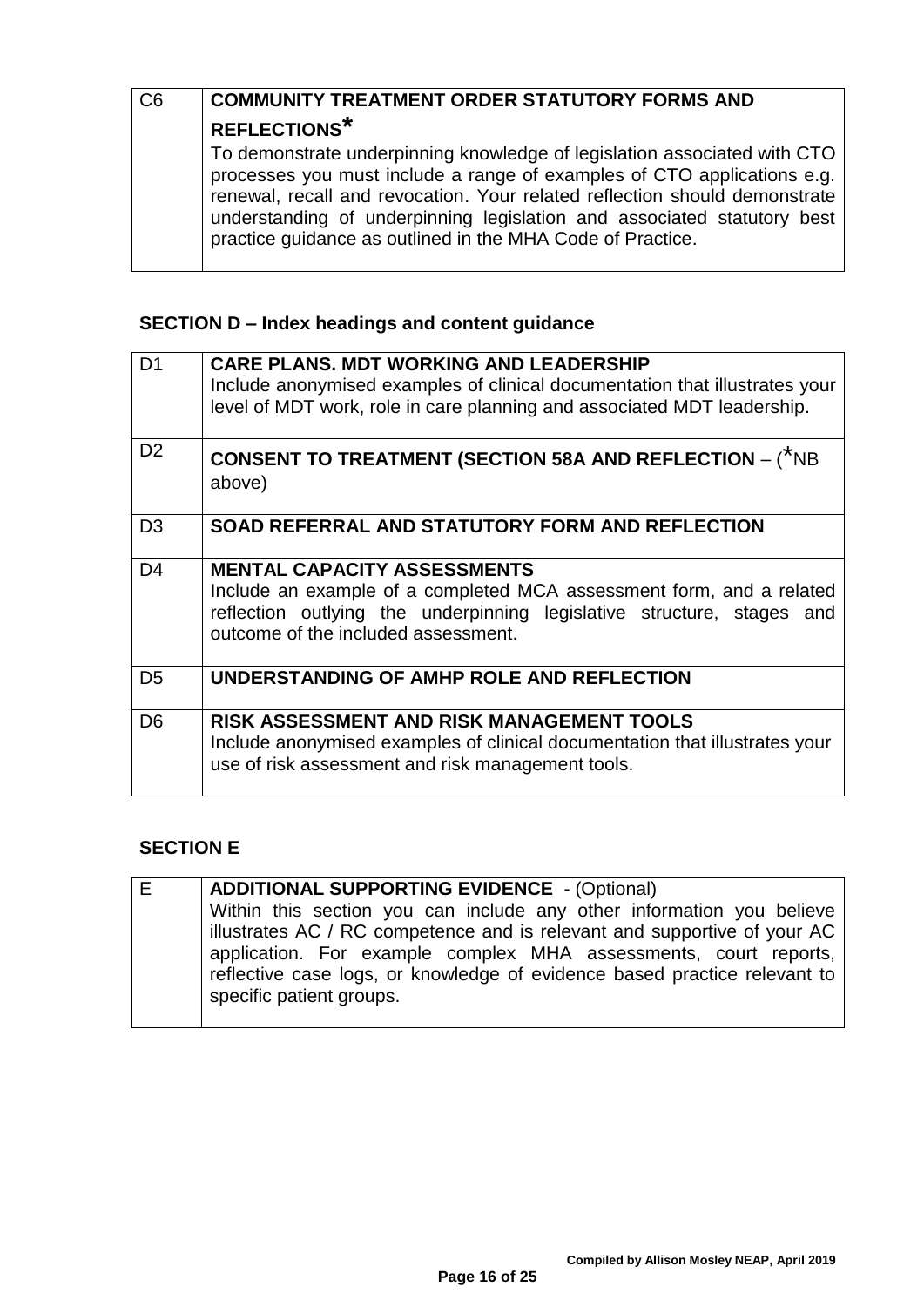| C6 | **COMMUNITY TREATMENT ORDER STATUTORY FORMS AND REFLECTIONS***<br>To demonstrate underpinning knowledge of legislation associated with CTO processes you must include a range of examples of CTO applications e.g. renewal, recall and revocation. Your related reflection should demonstrate understanding of underpinning legislation and associated statutory best practice guidance as outlined in the MHA Code of Practice. |
|---|---|

## SECTION D – Index headings and content guidance

| D1 | **CARE PLANS. MDT WORKING AND LEADERSHIP**<br>Include anonymised examples of clinical documentation that illustrates your level of MDT work, role in care planning and associated MDT leadership. |
|---|---|
| D2 | **CONSENT TO TREATMENT (SECTION 58A AND REFLECTION** – (*NB above) |
| D3 | **SOAD REFERRAL AND STATUTORY FORM AND REFLECTION** |
| D4 | **MENTAL CAPACITY ASSESSMENTS**<br>Include an example of a completed MCA assessment form, and a related reflection outlying the underpinning legislative structure, stages and outcome of the included assessment. |
| D5 | **UNDERSTANDING OF AMHP ROLE AND REFLECTION** |
| D6 | **RISK ASSESSMENT AND RISK MANAGEMENT TOOLS**<br>Include anonymised examples of clinical documentation that illustrates your use of risk assessment and risk management tools. |

## SECTION E

| E | **ADDITIONAL SUPPORTING EVIDENCE** - (Optional)<br>Within this section you can include any other information you believe illustrates AC / RC competence and is relevant and supportive of your AC application. For example complex MHA assessments, court reports, reflective case logs, or knowledge of evidence based practice relevant to specific patient groups. |
|---|---|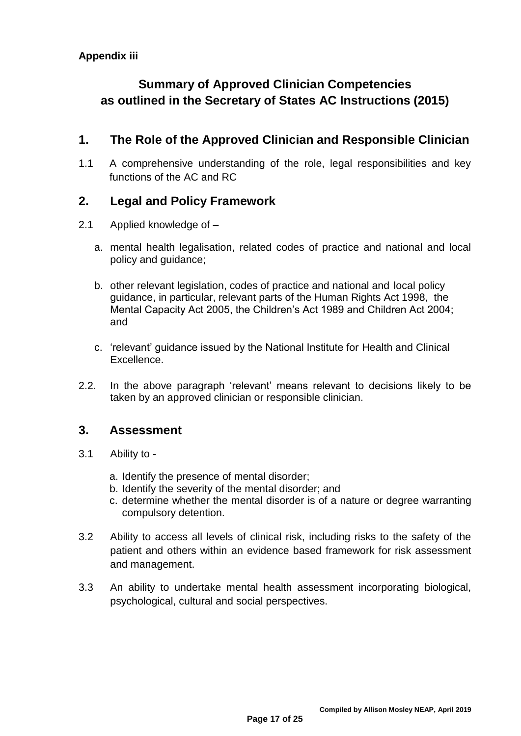**Appendix iii**

# Summary of Approved Clinician Competencies as outlined in the Secretary of States AC Instructions (2015)

## 1. The Role of the Approved Clinician and Responsible Clinician

1.1 A comprehensive understanding of the role, legal responsibilities and key functions of the AC and RC

## 2. Legal and Policy Framework

2.1 Applied knowledge of –

a. mental health legalisation, related codes of practice and national and local policy and guidance;

b. other relevant legislation, codes of practice and national and local policy guidance, in particular, relevant parts of the Human Rights Act 1998, the Mental Capacity Act 2005, the Children's Act 1989 and Children Act 2004; and

c. 'relevant' guidance issued by the National Institute for Health and Clinical Excellence.

2.2. In the above paragraph 'relevant' means relevant to decisions likely to be taken by an approved clinician or responsible clinician.

## 3. Assessment

3.1 Ability to -

a. Identify the presence of mental disorder;
b. Identify the severity of the mental disorder; and
c. determine whether the mental disorder is of a nature or degree warranting compulsory detention.

3.2 Ability to access all levels of clinical risk, including risks to the safety of the patient and others within an evidence based framework for risk assessment and management.

3.3 An ability to undertake mental health assessment incorporating biological, psychological, cultural and social perspectives.

Compiled by Allison Mosley NEAP, April 2019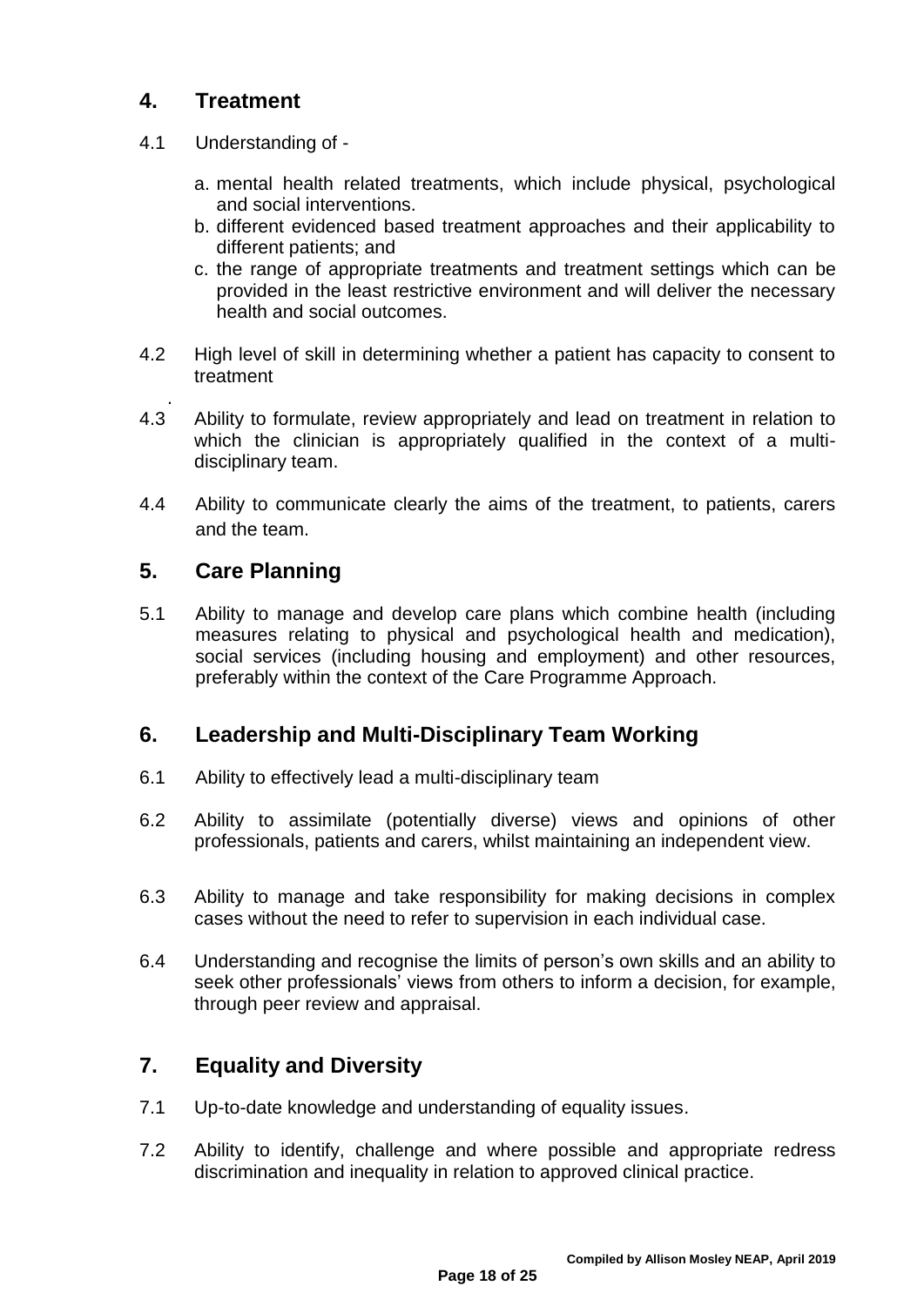## 4. Treatment

4.1 Understanding of -

a. mental health related treatments, which include physical, psychological and social interventions.
b. different evidenced based treatment approaches and their applicability to different patients; and
c. the range of appropriate treatments and treatment settings which can be provided in the least restrictive environment and will deliver the necessary health and social outcomes.

4.2 High level of skill in determining whether a patient has capacity to consent to treatment

4.3 Ability to formulate, review appropriately and lead on treatment in relation to which the clinician is appropriately qualified in the context of a multi-disciplinary team.

4.4 Ability to communicate clearly the aims of the treatment, to patients, carers and the team.

## 5. Care Planning

5.1 Ability to manage and develop care plans which combine health (including measures relating to physical and psychological health and medication), social services (including housing and employment) and other resources, preferably within the context of the Care Programme Approach.

## 6. Leadership and Multi-Disciplinary Team Working

6.1 Ability to effectively lead a multi-disciplinary team

6.2 Ability to assimilate (potentially diverse) views and opinions of other professionals, patients and carers, whilst maintaining an independent view.

6.3 Ability to manage and take responsibility for making decisions in complex cases without the need to refer to supervision in each individual case.

6.4 Understanding and recognise the limits of person's own skills and an ability to seek other professionals' views from others to inform a decision, for example, through peer review and appraisal.

## 7. Equality and Diversity

7.1 Up-to-date knowledge and understanding of equality issues.

7.2 Ability to identify, challenge and where possible and appropriate redress discrimination and inequality in relation to approved clinical practice.

**Compiled by Allison Mosley NEAP, April 2019**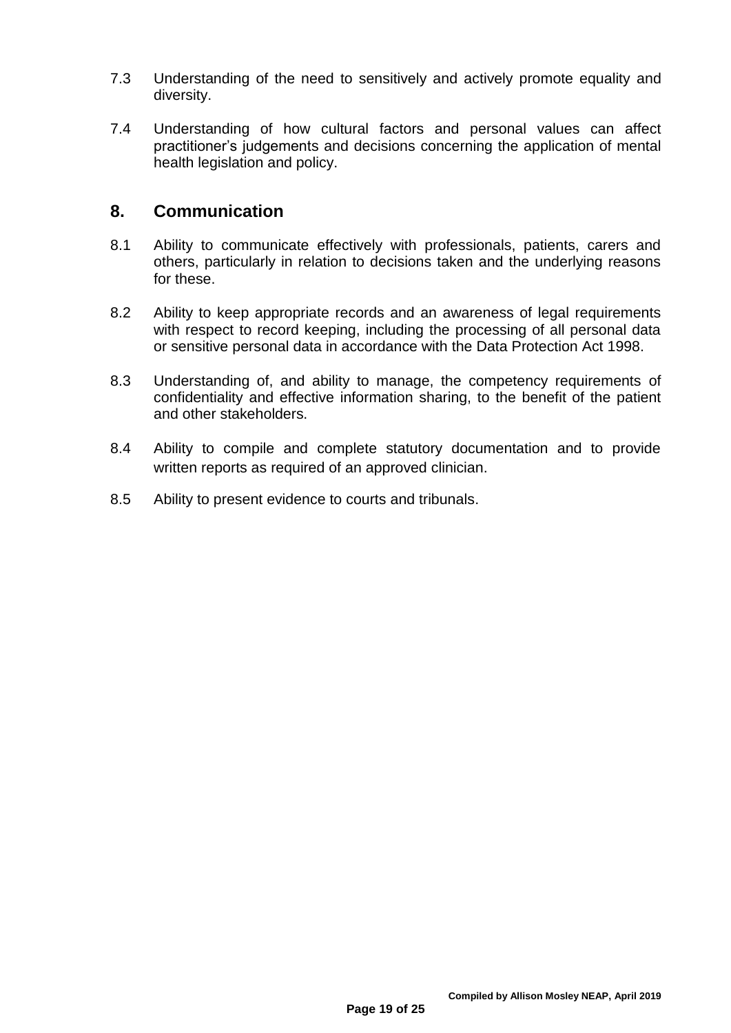7.3 Understanding of the need to sensitively and actively promote equality and diversity.

7.4 Understanding of how cultural factors and personal values can affect practitioner's judgements and decisions concerning the application of mental health legislation and policy.

## 8. Communication

8.1 Ability to communicate effectively with professionals, patients, carers and others, particularly in relation to decisions taken and the underlying reasons for these.

8.2 Ability to keep appropriate records and an awareness of legal requirements with respect to record keeping, including the processing of all personal data or sensitive personal data in accordance with the Data Protection Act 1998.

8.3 Understanding of, and ability to manage, the competency requirements of confidentiality and effective information sharing, to the benefit of the patient and other stakeholders.

8.4 Ability to compile and complete statutory documentation and to provide written reports as required of an approved clinician.

8.5 Ability to present evidence to courts and tribunals.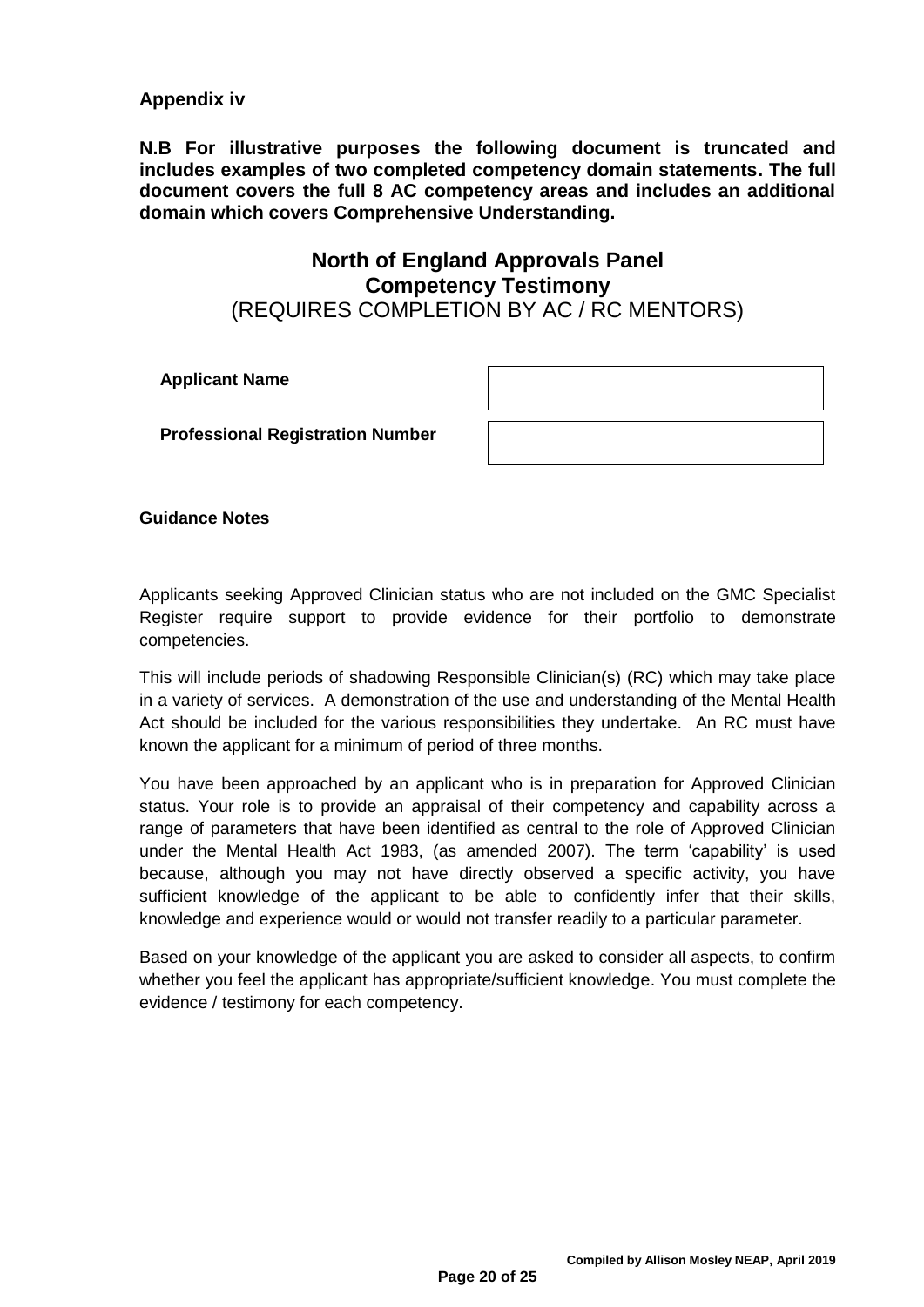**Appendix iv**

**N.B For illustrative purposes the following document is truncated and includes examples of two completed competency domain statements. The full document covers the full 8 AC competency areas and includes an additional domain which covers Comprehensive Understanding.**

## North of England Approvals Panel
## Competency Testimony
(REQUIRES COMPLETION BY AC / RC MENTORS)

| | |
|---|---|
| **Applicant Name** | |
| **Professional Registration Number** | |

**Guidance Notes**

Applicants seeking Approved Clinician status who are not included on the GMC Specialist Register require support to provide evidence for their portfolio to demonstrate competencies.

This will include periods of shadowing Responsible Clinician(s) (RC) which may take place in a variety of services. A demonstration of the use and understanding of the Mental Health Act should be included for the various responsibilities they undertake. An RC must have known the applicant for a minimum of period of three months.

You have been approached by an applicant who is in preparation for Approved Clinician status. Your role is to provide an appraisal of their competency and capability across a range of parameters that have been identified as central to the role of Approved Clinician under the Mental Health Act 1983, (as amended 2007). The term 'capability' is used because, although you may not have directly observed a specific activity, you have sufficient knowledge of the applicant to be able to confidently infer that their skills, knowledge and experience would or would not transfer readily to a particular parameter.

Based on your knowledge of the applicant you are asked to consider all aspects, to confirm whether you feel the applicant has appropriate/sufficient knowledge. You must complete the evidence / testimony for each competency.

**Compiled by Allison Mosley NEAP, April 2019**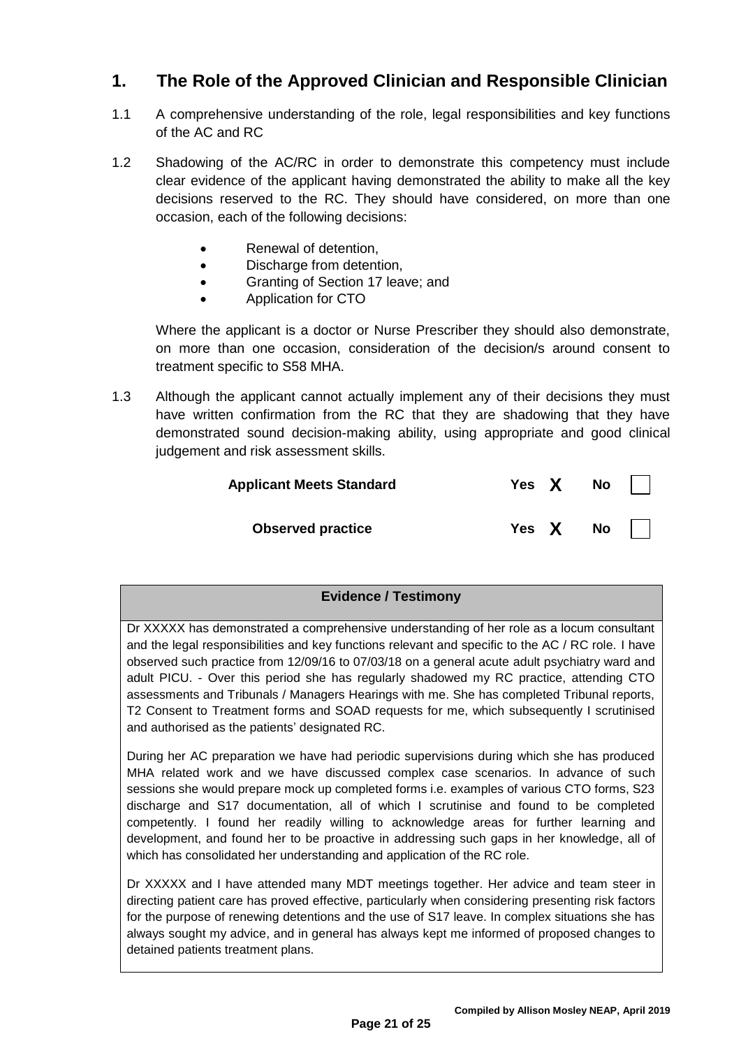## 1. The Role of the Approved Clinician and Responsible Clinician

1.1 A comprehensive understanding of the role, legal responsibilities and key functions of the AC and RC

1.2 Shadowing of the AC/RC in order to demonstrate this competency must include clear evidence of the applicant having demonstrated the ability to make all the key decisions reserved to the RC. They should have considered, on more than one occasion, each of the following decisions:

- Renewal of detention,
- Discharge from detention,
- Granting of Section 17 leave; and
- Application for CTO

Where the applicant is a doctor or Nurse Prescriber they should also demonstrate, on more than one occasion, consideration of the decision/s around consent to treatment specific to S58 MHA.

1.3 Although the applicant cannot actually implement any of their decisions they must have written confirmation from the RC that they are shadowing that they have demonstrated sound decision-making ability, using appropriate and good clinical judgement and risk assessment skills.

| | | |
|---|---|---|
| **Applicant Meets Standard** | **Yes** X | **No** ☐ |
| **Observed practice** | **Yes** X | **No** ☐ |

| **Evidence / Testimony** |
|---|
| Dr XXXXX has demonstrated a comprehensive understanding of her role as a locum consultant and the legal responsibilities and key functions relevant and specific to the AC / RC role. I have observed such practice from 12/09/16 to 07/03/18 on a general acute adult psychiatry ward and adult PICU. - Over this period she has regularly shadowed my RC practice, attending CTO assessments and Tribunals / Managers Hearings with me. She has completed Tribunal reports, T2 Consent to Treatment forms and SOAD requests for me, which subsequently I scrutinised and authorised as the patients' designated RC.<br><br>During her AC preparation we have had periodic supervisions during which she has produced MHA related work and we have discussed complex case scenarios. In advance of such sessions she would prepare mock up completed forms i.e. examples of various CTO forms, S23 discharge and S17 documentation, all of which I scrutinise and found to be completed competently. I found her readily willing to acknowledge areas for further learning and development, and found her to be proactive in addressing such gaps in her knowledge, all of which has consolidated her understanding and application of the RC role.<br><br>Dr XXXXX and I have attended many MDT meetings together. Her advice and team steer in directing patient care has proved effective, particularly when considering presenting risk factors for the purpose of renewing detentions and the use of S17 leave. In complex situations she has always sought my advice, and in general has always kept me informed of proposed changes to detained patients treatment plans. |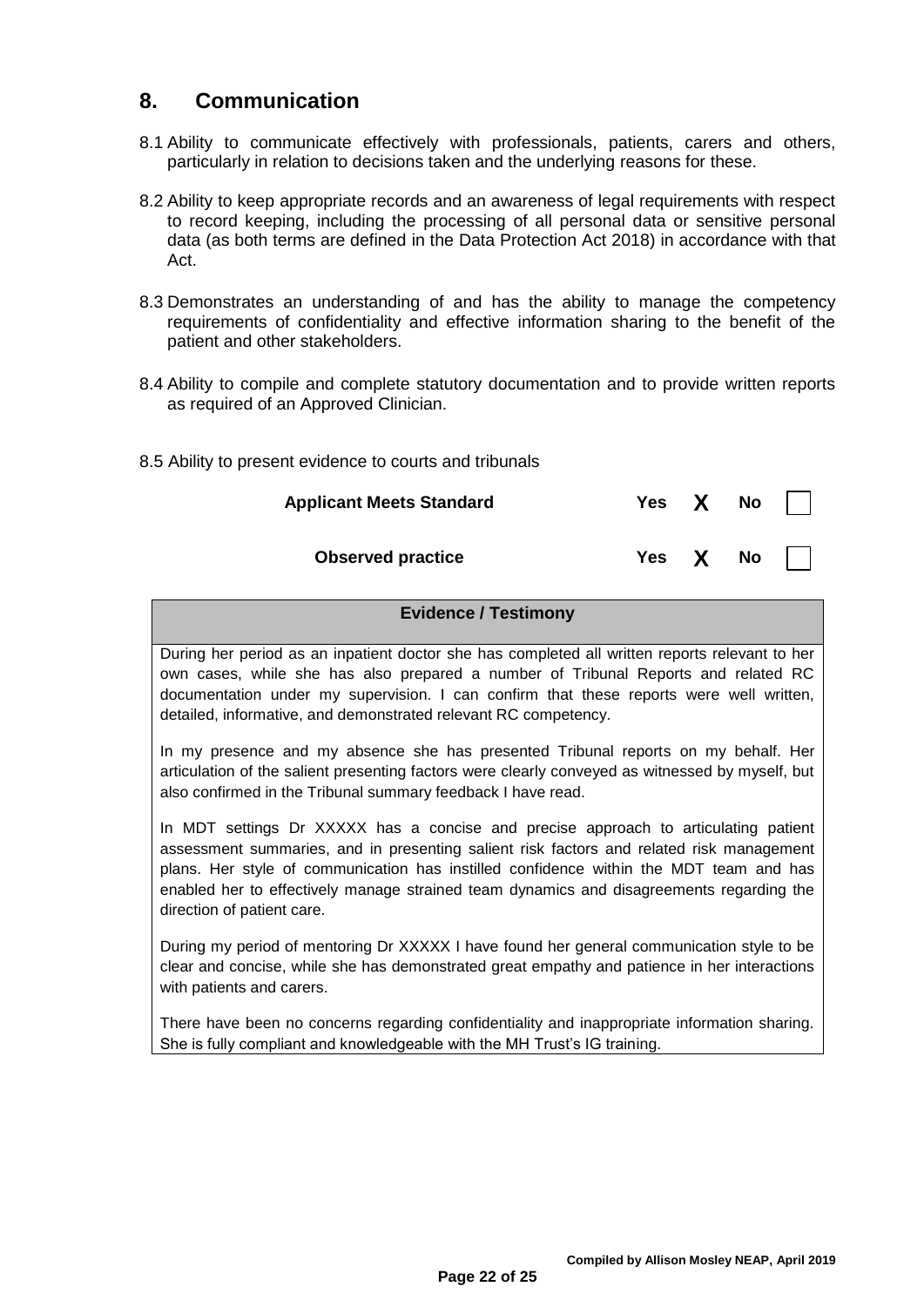## 8. Communication

8.1 Ability to communicate effectively with professionals, patients, carers and others, particularly in relation to decisions taken and the underlying reasons for these.

8.2 Ability to keep appropriate records and an awareness of legal requirements with respect to record keeping, including the processing of all personal data or sensitive personal data (as both terms are defined in the Data Protection Act 2018) in accordance with that Act.

8.3 Demonstrates an understanding of and has the ability to manage the competency requirements of confidentiality and effective information sharing to the benefit of the patient and other stakeholders.

8.4 Ability to compile and complete statutory documentation and to provide written reports as required of an Approved Clinician.

8.5 Ability to present evidence to courts and tribunals

| | Yes | | No | |
|---|---|---|---|---|
| **Applicant Meets Standard** | **Yes** | **X** | **No** | |
| **Observed practice** | **Yes** | **X** | **No** | |

| **Evidence / Testimony** |
|---|
| During her period as an inpatient doctor she has completed all written reports relevant to her own cases, while she has also prepared a number of Tribunal Reports and related RC documentation under my supervision. I can confirm that these reports were well written, detailed, informative, and demonstrated relevant RC competency.<br><br>In my presence and my absence she has presented Tribunal reports on my behalf. Her articulation of the salient presenting factors were clearly conveyed as witnessed by myself, but also confirmed in the Tribunal summary feedback I have read.<br><br>In MDT settings Dr XXXXX has a concise and precise approach to articulating patient assessment summaries, and in presenting salient risk factors and related risk management plans. Her style of communication has instilled confidence within the MDT team and has enabled her to effectively manage strained team dynamics and disagreements regarding the direction of patient care.<br><br>During my period of mentoring Dr XXXXX I have found her general communication style to be clear and concise, while she has demonstrated great empathy and patience in her interactions with patients and carers.<br><br>There have been no concerns regarding confidentiality and inappropriate information sharing. She is fully compliant and knowledgeable with the MH Trust's IG training. |

Compiled by Allison Mosley NEAP, April 2019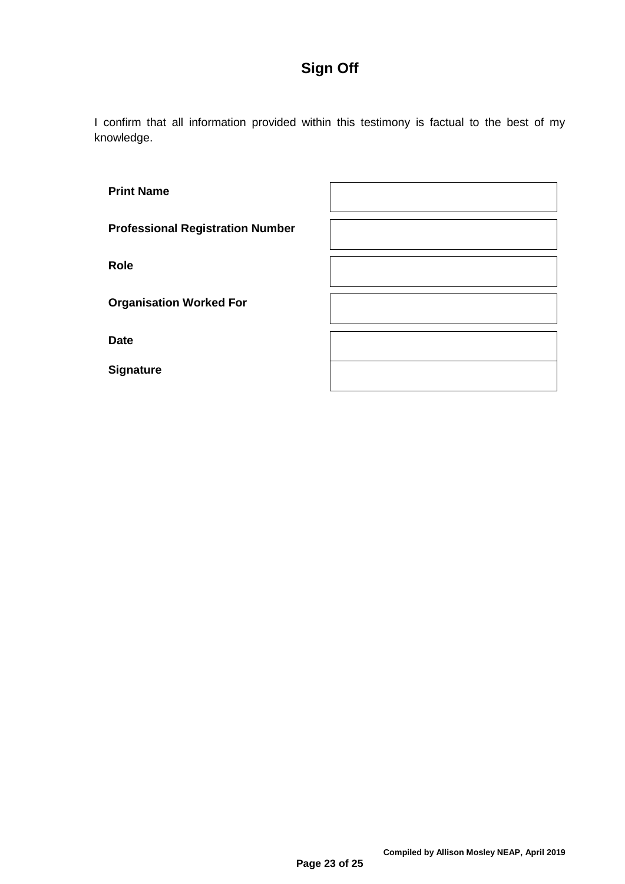# Sign Off

I confirm that all information provided within this testimony is factual to the best of my knowledge.

| | |
|---|---|
| **Print Name** | |
| **Professional Registration Number** | |
| **Role** | |
| **Organisation Worked For** | |
| **Date** | |
| **Signature** | |

**Compiled by Allison Mosley NEAP, April 2019**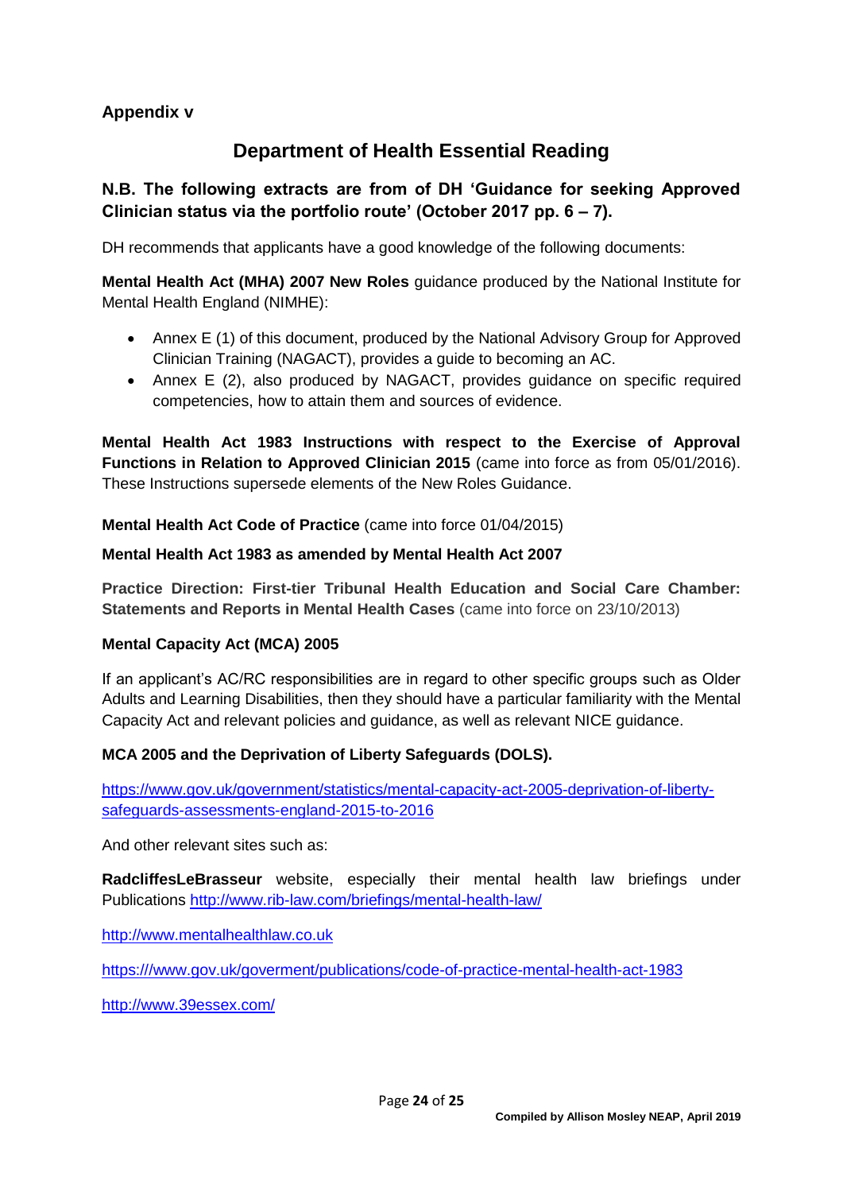**Appendix v**

# Department of Health Essential Reading

**N.B. The following extracts are from of DH 'Guidance for seeking Approved Clinician status via the portfolio route' (October 2017 pp. 6 – 7).**

DH recommends that applicants have a good knowledge of the following documents:

**Mental Health Act (MHA) 2007 New Roles** guidance produced by the National Institute for Mental Health England (NIMHE):

- Annex E (1) of this document, produced by the National Advisory Group for Approved Clinician Training (NAGACT), provides a guide to becoming an AC.
- Annex E (2), also produced by NAGACT, provides guidance on specific required competencies, how to attain them and sources of evidence.

**Mental Health Act 1983 Instructions with respect to the Exercise of Approval Functions in Relation to Approved Clinician 2015** (came into force as from 05/01/2016). These Instructions supersede elements of the New Roles Guidance.

**Mental Health Act Code of Practice** (came into force 01/04/2015)

**Mental Health Act 1983 as amended by Mental Health Act 2007**

**Practice Direction: First-tier Tribunal Health Education and Social Care Chamber: Statements and Reports in Mental Health Cases** (came into force on 23/10/2013)

**Mental Capacity Act (MCA) 2005**

If an applicant's AC/RC responsibilities are in regard to other specific groups such as Older Adults and Learning Disabilities, then they should have a particular familiarity with the Mental Capacity Act and relevant policies and guidance, as well as relevant NICE guidance.

**MCA 2005 and the Deprivation of Liberty Safeguards (DOLS).**

https://www.gov.uk/government/statistics/mental-capacity-act-2005-deprivation-of-liberty-safeguards-assessments-england-2015-to-2016

And other relevant sites such as:

**RadcliffesLeBrasseur** website, especially their mental health law briefings under Publications http://www.rib-law.com/briefings/mental-health-law/

http://www.mentalhealthlaw.co.uk

https:///www.gov.uk/goverment/publications/code-of-practice-mental-health-act-1983

http://www.39essex.com/

**Compiled by Allison Mosley NEAP, April 2019**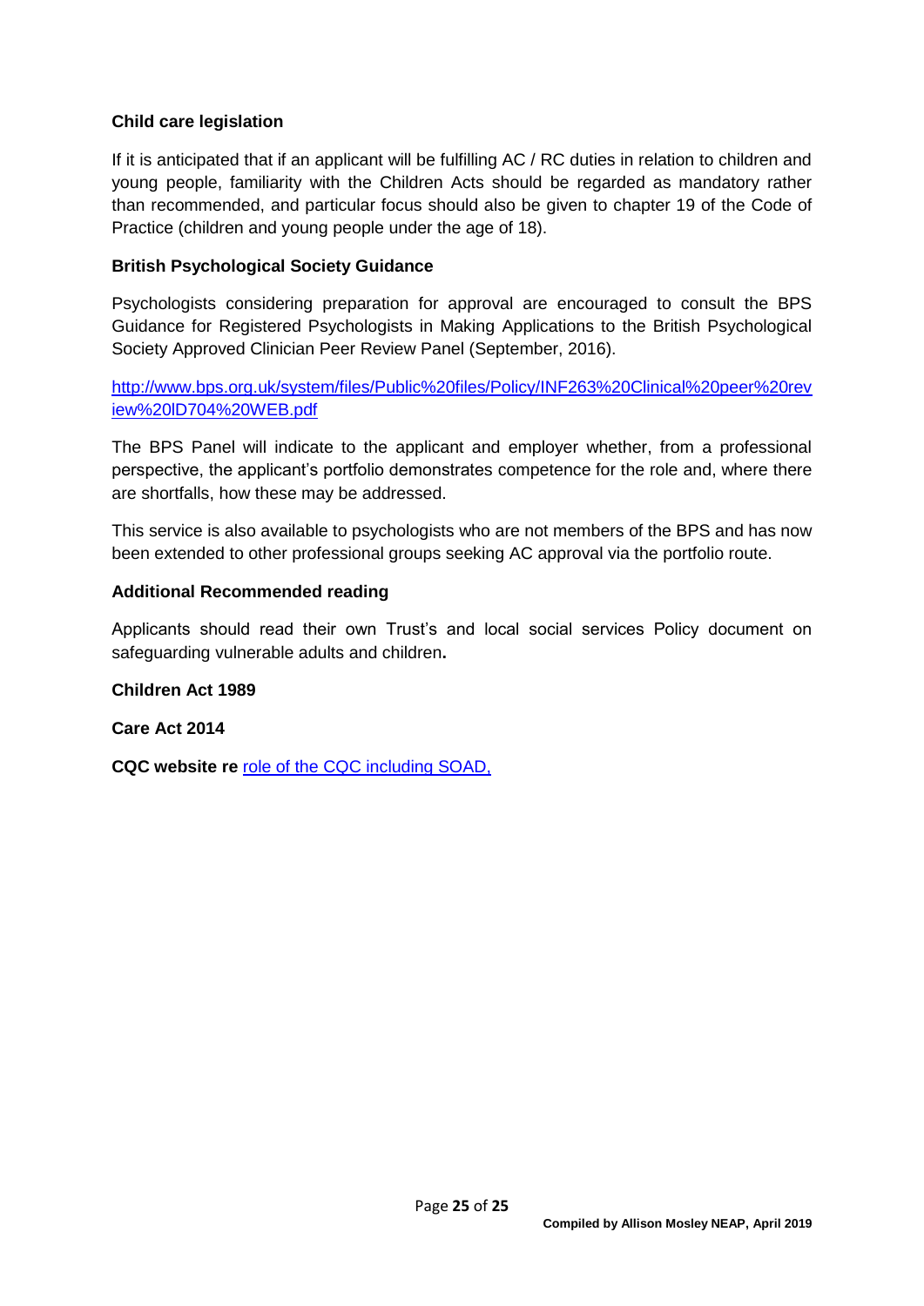### Child care legislation

If it is anticipated that if an applicant will be fulfilling AC / RC duties in relation to children and young people, familiarity with the Children Acts should be regarded as mandatory rather than recommended, and particular focus should also be given to chapter 19 of the Code of Practice (children and young people under the age of 18).

### British Psychological Society Guidance

Psychologists considering preparation for approval are encouraged to consult the BPS Guidance for Registered Psychologists in Making Applications to the British Psychological Society Approved Clinician Peer Review Panel (September, 2016).

[http://www.bps.org.uk/system/files/Public%20files/Policy/INF263%20Clinical%20peer%20review%20ID704%20WEB.pdf](http://www.bps.org.uk/system/files/Public%20files/Policy/INF263%20Clinical%20peer%20review%20ID704%20WEB.pdf)

The BPS Panel will indicate to the applicant and employer whether, from a professional perspective, the applicant's portfolio demonstrates competence for the role and, where there are shortfalls, how these may be addressed.

This service is also available to psychologists who are not members of the BPS and has now been extended to other professional groups seeking AC approval via the portfolio route.

### Additional Recommended reading

Applicants should read their own Trust's and local social services Policy document on safeguarding vulnerable adults and children**.**

**Children Act 1989**

**Care Act 2014**

**CQC website re** role of the CQC including SOAD,

**Compiled by Allison Mosley NEAP, April 2019**